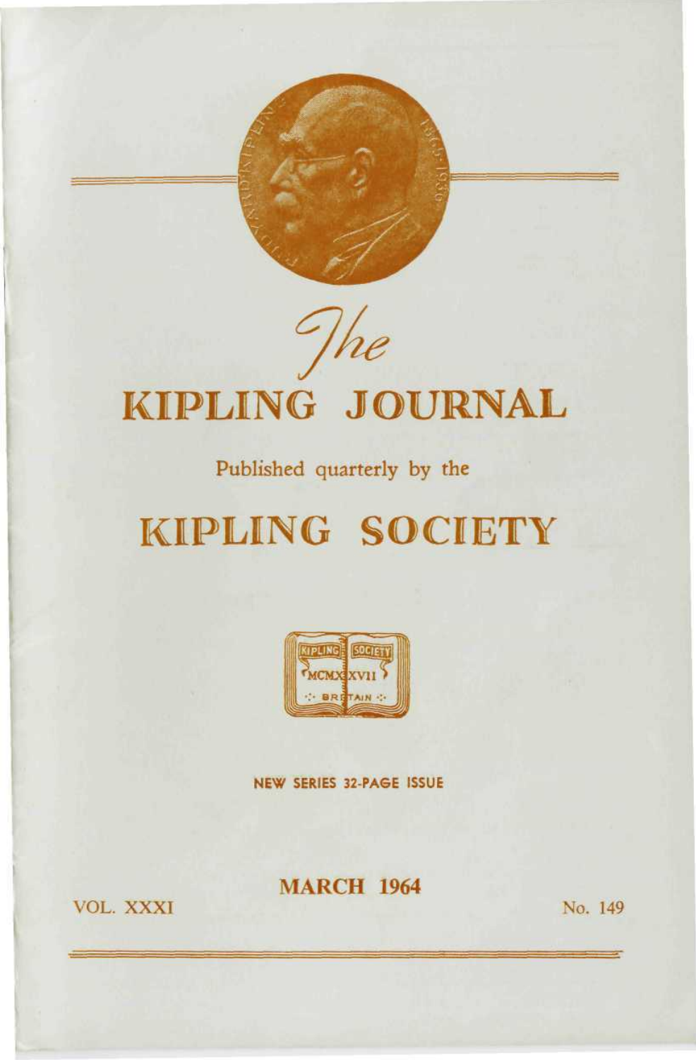# *The* KIPLING JOURNAL

Published quarterly by the

# KIPLING SOCIETY

NEW SERIES 32-PAGE ISSUE

MARCH 1964

VOL. XXXI

No. 149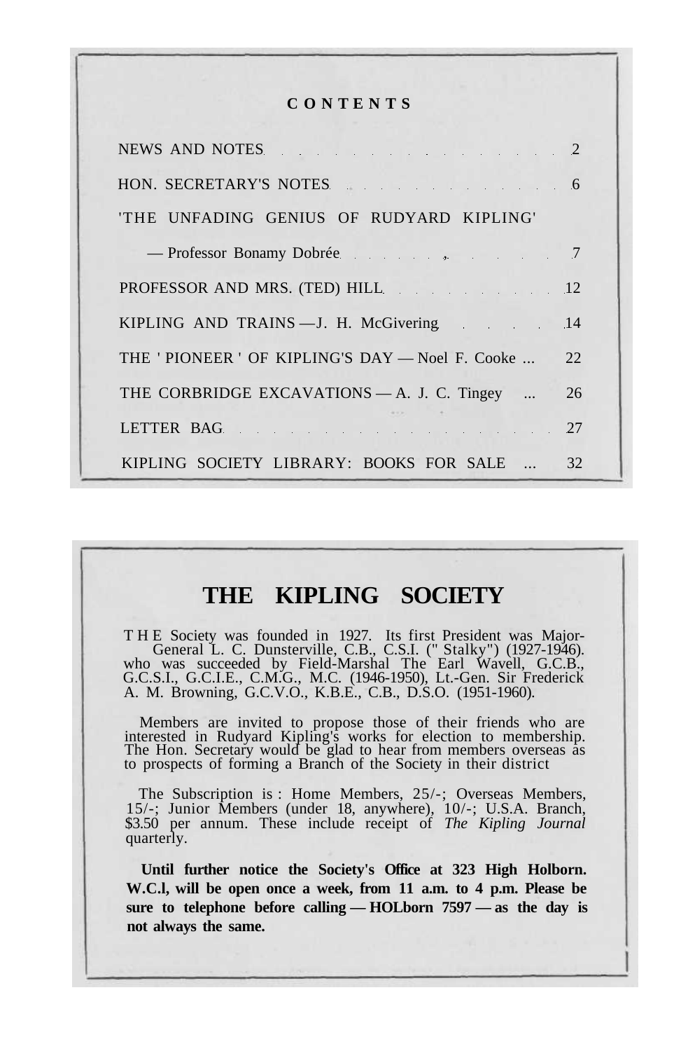## CONTENTS

| | |
|---|---|
| NEWS AND NOTES | 2 |
| HON. SECRETARY'S NOTES | 6 |
| 'THE UNFADING GENIUS OF RUDYARD KIPLING' | |
| — Professor Bonamy Dobrée | 7 |
| PROFESSOR AND MRS. (TED) HILL | 12 |
| KIPLING AND TRAINS — J. H. McGivering | 14 |
| THE 'PIONEER' OF KIPLING'S DAY — Noel F. Cooke ... | 22 |
| THE CORBRIDGE EXCAVATIONS — A. J. C. Tingey ... | 26 |
| LETTER BAG | 27 |
| KIPLING SOCIETY LIBRARY: BOOKS FOR SALE ... | 32 |

# THE KIPLING SOCIETY

THE Society was founded in 1927. Its first President was Major-General L. C. Dunsterville, C.B., C.S.I. ("Stalky") (1927-1946). who was succeeded by Field-Marshal The Earl Wavell, G.C.B., G.C.S.I., G.C.I.E., C.M.G., M.C. (1946-1950), Lt.-Gen. Sir Frederick A. M. Browning, G.C.V.O., K.B.E., C.B., D.S.O. (1951-1960).

Members are invited to propose those of their friends who are interested in Rudyard Kipling's works for election to membership. The Hon. Secretary would be glad to hear from members overseas as to prospects of forming a Branch of the Society in their district

The Subscription is : Home Members, 25/-; Overseas Members, 15/-; Junior Members (under 18, anywhere), 10/-; U.S.A. Branch, $3.50 per annum. These include receipt of *The Kipling Journal* quarterly.

**Until further notice the Society's Office at 323 High Holborn. W.C.l, will be open once a week, from 11 a.m. to 4 p.m. Please be sure to telephone before calling — HOLborn 7597 — as the day is not always the same.**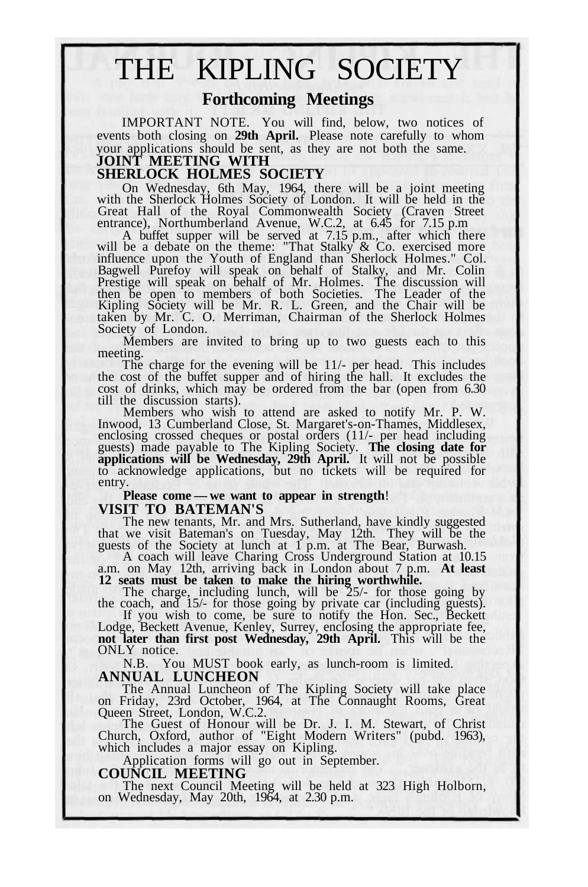# THE KIPLING SOCIETY

## Forthcoming Meetings

IMPORTANT NOTE. You will find, below, two notices of events both closing on **29th April.** Please note carefully to whom your applications should be sent, as they are not both the same.

### JOINT MEETING WITH SHERLOCK HOLMES SOCIETY

On Wednesday, 6th May, 1964, there will be a joint meeting with the Sherlock Holmes Society of London. It will be held in the Great Hall of the Royal Commonwealth Society (Craven Street entrance), Northumberland Avenue, W.C.2, at 6.45 for 7.15 p.m

A buffet supper will be served at 7.15 p.m., after which there will be a debate on the theme: "That Stalky & Co. exercised more influence upon the Youth of England than Sherlock Holmes." Col. Bagwell Purefoy will speak on behalf of Stalky, and Mr. Colin Prestige will speak on behalf of Mr. Holmes. The discussion will then be open to members of both Societies. The Leader of the Kipling Society will be Mr. R. L. Green, and the Chair will be taken by Mr. C. O. Merriman, Chairman of the Sherlock Holmes Society of London.

Members are invited to bring up to two guests each to this meeting.

The charge for the evening will be 11/- per head. This includes the cost of the buffet supper and of hiring the hall. It excludes the cost of drinks, which may be ordered from the bar (open from 6.30 till the discussion starts).

Members who wish to attend are asked to notify Mr. P. W. Inwood, 13 Cumberland Close, St. Margaret's-on-Thames, Middlesex, enclosing crossed cheques or postal orders (11/- per head including guests) made payable to The Kipling Society. **The closing date for applications will be Wednesday, 29th April.** It will not be possible to acknowledge applications, but no tickets will be required for entry.

**Please come — we want to appear in strength**!

### VISIT TO BATEMAN'S

The new tenants, Mr. and Mrs. Sutherland, have kindly suggested that we visit Bateman's on Tuesday, May 12th. They will be the guests of the Society at lunch at 1 p.m. at The Bear, Burwash.

A coach will leave Charing Cross Underground Station at 10.15 a.m. on May 12th, arriving back in London about 7 p.m. **At least 12 seats must be taken to make the hiring worthwhile.**

The charge, including lunch, will be 25/- for those going by the coach, and 15/- for those going by private car (including guests).

If you wish to come, be sure to notify the Hon. Sec., Beckett Lodge, Beckett Avenue, Kenley, Surrey, enclosing the appropriate fee, **not later than first post Wednesday, 29th April.** This will be the ONLY notice.

N.B. You MUST book early, as lunch-room is limited.

### ANNUAL LUNCHEON

The Annual Luncheon of The Kipling Society will take place on Friday, 23rd October, 1964, at The Connaught Rooms, Great Queen Street, London, W.C.2.

The Guest of Honour will be Dr. J. I. M. Stewart, of Christ Church, Oxford, author of "Eight Modern Writers" (pubd. 1963), which includes a major essay on Kipling.

Application forms will go out in September.

### COUNCIL MEETING

The next Council Meeting will be held at 323 High Holborn, on Wednesday, May 20th, 1964, at 2.30 p.m.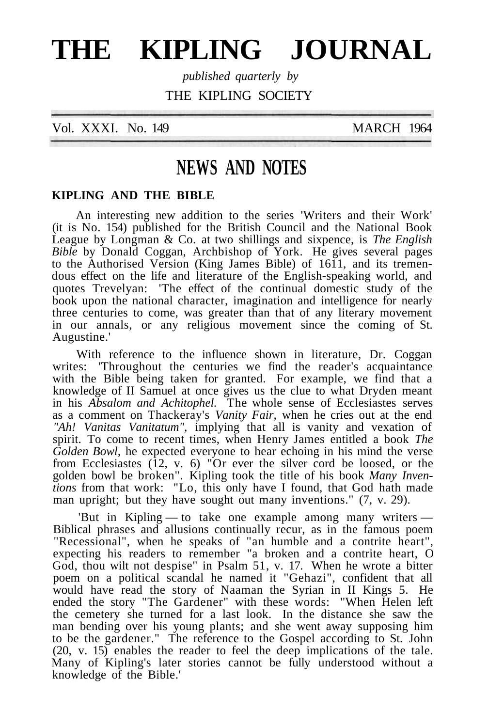# THE KIPLING JOURNAL

*published quarterly by*

THE KIPLING SOCIETY

Vol. XXXI. No. 149 MARCH 1964

## NEWS AND NOTES

### KIPLING AND THE BIBLE

An interesting new addition to the series 'Writers and their Work' (it is No. 154) published for the British Council and the National Book League by Longman & Co. at two shillings and sixpence, is *The English Bible* by Donald Coggan, Archbishop of York. He gives several pages to the Authorised Version (King James Bible) of 1611, and its tremendous effect on the life and literature of the English-speaking world, and quotes Trevelyan: 'The effect of the continual domestic study of the book upon the national character, imagination and intelligence for nearly three centuries to come, was greater than that of any literary movement in our annals, or any religious movement since the coming of St. Augustine.'

With reference to the influence shown in literature, Dr. Coggan writes: 'Throughout the centuries we find the reader's acquaintance with the Bible being taken for granted. For example, we find that a knowledge of II Samuel at once gives us the clue to what Dryden meant in his *Absalom and Achitophel.* The whole sense of Ecclesiastes serves as a comment on Thackeray's *Vanity Fair*, when he cries out at the end *"Ah! Vanitas Vanitatum"*, implying that all is vanity and vexation of spirit. To come to recent times, when Henry James entitled a book *The Golden Bowl*, he expected everyone to hear echoing in his mind the verse from Ecclesiastes (12, v. 6) "Or ever the silver cord be loosed, or the golden bowl be broken". Kipling took the title of his book *Many Inventions* from that work: "Lo, this only have I found, that God hath made man upright; but they have sought out many inventions." (7, v. 29).

'But in Kipling — to take one example among many writers — Biblical phrases and allusions continually recur, as in the famous poem "Recessional", when he speaks of "an humble and a contrite heart", expecting his readers to remember "a broken and a contrite heart, O God, thou wilt not despise" in Psalm 51, v. 17. When he wrote a bitter poem on a political scandal he named it "Gehazi", confident that all would have read the story of Naaman the Syrian in II Kings 5. He ended the story "The Gardener" with these words: "When Helen left the cemetery she turned for a last look. In the distance she saw the man bending over his young plants; and she went away supposing him to be the gardener." The reference to the Gospel according to St. John (20, v. 15) enables the reader to feel the deep implications of the tale. Many of Kipling's later stories cannot be fully understood without a knowledge of the Bible.'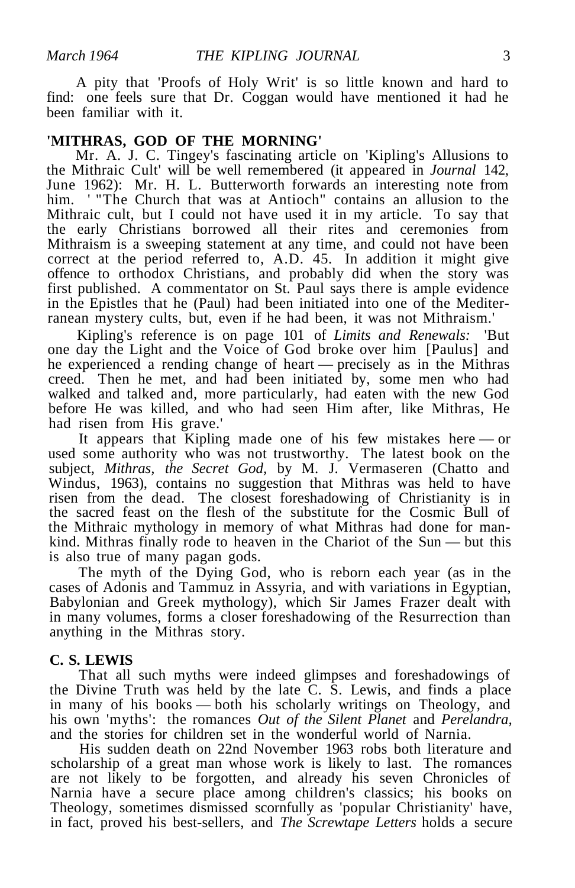A pity that 'Proofs of Holy Writ' is so little known and hard to find: one feels sure that Dr. Coggan would have mentioned it had he been familiar with it.

## 'MITHRAS, GOD OF THE MORNING'

Mr. A. J. C. Tingey's fascinating article on 'Kipling's Allusions to the Mithraic Cult' will be well remembered (it appeared in *Journal* 142, June 1962): Mr. H. L. Butterworth forwards an interesting note from him. ' "The Church that was at Antioch" contains an allusion to the Mithraic cult, but I could not have used it in my article. To say that the early Christians borrowed all their rites and ceremonies from Mithraism is a sweeping statement at any time, and could not have been correct at the period referred to, A.D. 45. In addition it might give offence to orthodox Christians, and probably did when the story was first published. A commentator on St. Paul says there is ample evidence in the Epistles that he (Paul) had been initiated into one of the Mediterranean mystery cults, but, even if he had been, it was not Mithraism.'

Kipling's reference is on page 101 of *Limits and Renewals:* 'But one day the Light and the Voice of God broke over him [Paulus] and he experienced a rending change of heart — precisely as in the Mithras creed. Then he met, and had been initiated by, some men who had walked and talked and, more particularly, had eaten with the new God before He was killed, and who had seen Him after, like Mithras, He had risen from His grave.'

It appears that Kipling made one of his few mistakes here — or used some authority who was not trustworthy. The latest book on the subject, *Mithras, the Secret God,* by M. J. Vermaseren (Chatto and Windus, 1963), contains no suggestion that Mithras was held to have risen from the dead. The closest foreshadowing of Christianity is in the sacred feast on the flesh of the substitute for the Cosmic Bull of the Mithraic mythology in memory of what Mithras had done for mankind. Mithras finally rode to heaven in the Chariot of the Sun — but this is also true of many pagan gods.

The myth of the Dying God, who is reborn each year (as in the cases of Adonis and Tammuz in Assyria, and with variations in Egyptian, Babylonian and Greek mythology), which Sir James Frazer dealt with in many volumes, forms a closer foreshadowing of the Resurrection than anything in the Mithras story.

## C. S. LEWIS

That all such myths were indeed glimpses and foreshadowings of the Divine Truth was held by the late C. S. Lewis, and finds a place in many of his books — both his scholarly writings on Theology, and his own 'myths': the romances *Out of the Silent Planet* and *Perelandra,* and the stories for children set in the wonderful world of Narnia.

His sudden death on 22nd November 1963 robs both literature and scholarship of a great man whose work is likely to last. The romances are not likely to be forgotten, and already his seven Chronicles of Narnia have a secure place among children's classics; his books on Theology, sometimes dismissed scornfully as 'popular Christianity' have, in fact, proved his best-sellers, and *The Screwtape Letters* holds a secure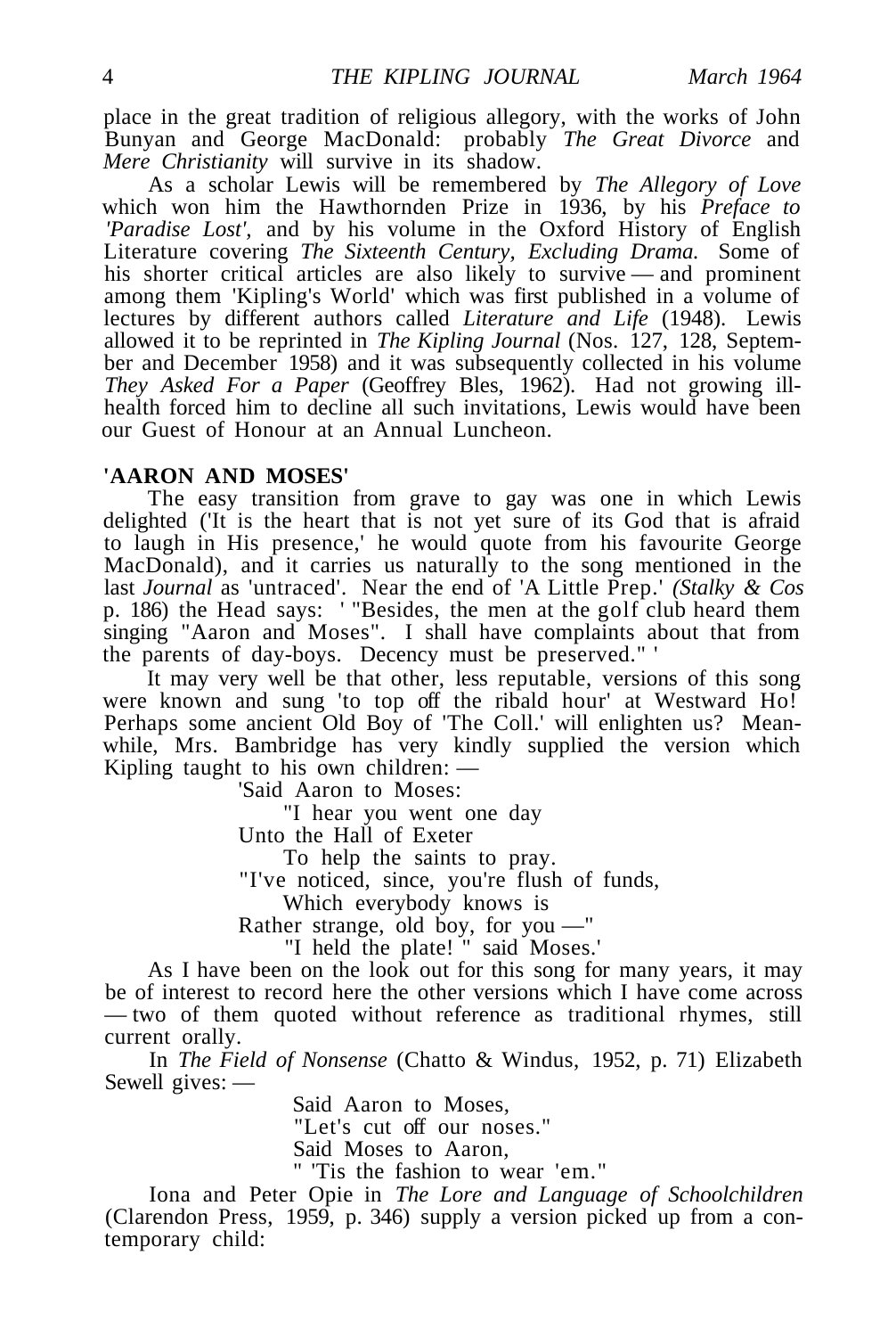place in the great tradition of religious allegory, with the works of John Bunyan and George MacDonald: probably *The Great Divorce* and *Mere Christianity* will survive in its shadow.

As a scholar Lewis will be remembered by *The Allegory of Love* which won him the Hawthornden Prize in 1936, by his *Preface to 'Paradise Lost'*, and by his volume in the Oxford History of English Literature covering *The Sixteenth Century, Excluding Drama.* Some of his shorter critical articles are also likely to survive — and prominent among them 'Kipling's World' which was first published in a volume of lectures by different authors called *Literature and Life* (1948). Lewis allowed it to be reprinted in *The Kipling Journal* (Nos. 127, 128, September and December 1958) and it was subsequently collected in his volume *They Asked For a Paper* (Geoffrey Bles, 1962). Had not growing ill-health forced him to decline all such invitations, Lewis would have been our Guest of Honour at an Annual Luncheon.

**'AARON AND MOSES'**

The easy transition from grave to gay was one in which Lewis delighted ('It is the heart that is not yet sure of its God that is afraid to laugh in His presence,' he would quote from his favourite George MacDonald), and it carries us naturally to the song mentioned in the last *Journal* as 'untraced'. Near the end of 'A Little Prep.' *(Stalky & Cos* p. 186) the Head says: ' "Besides, the men at the golf club heard them singing "Aaron and Moses". I shall have complaints about that from the parents of day-boys. Decency must be preserved." '

It may very well be that other, less reputable, versions of this song were known and sung 'to top off the ribald hour' at Westward Ho! Perhaps some ancient Old Boy of 'The Coll.' will enlighten us? Meanwhile, Mrs. Bambridge has very kindly supplied the version which Kipling taught to his own children: —

'Said Aaron to Moses:
"I hear you went one day
Unto the Hall of Exeter
To help the saints to pray.
"I've noticed, since, you're flush of funds,
Which everybody knows is
Rather strange, old boy, for you —"
"I held the plate! " said Moses.'

As I have been on the look out for this song for many years, it may be of interest to record here the other versions which I have come across — two of them quoted without reference as traditional rhymes, still current orally.

In *The Field of Nonsense* (Chatto & Windus, 1952, p. 71) Elizabeth Sewell gives: —

Said Aaron to Moses,
"Let's cut off our noses."
Said Moses to Aaron,
" 'Tis the fashion to wear 'em."

Iona and Peter Opie in *The Lore and Language of Schoolchildren* (Clarendon Press, 1959, p. 346) supply a version picked up from a contemporary child: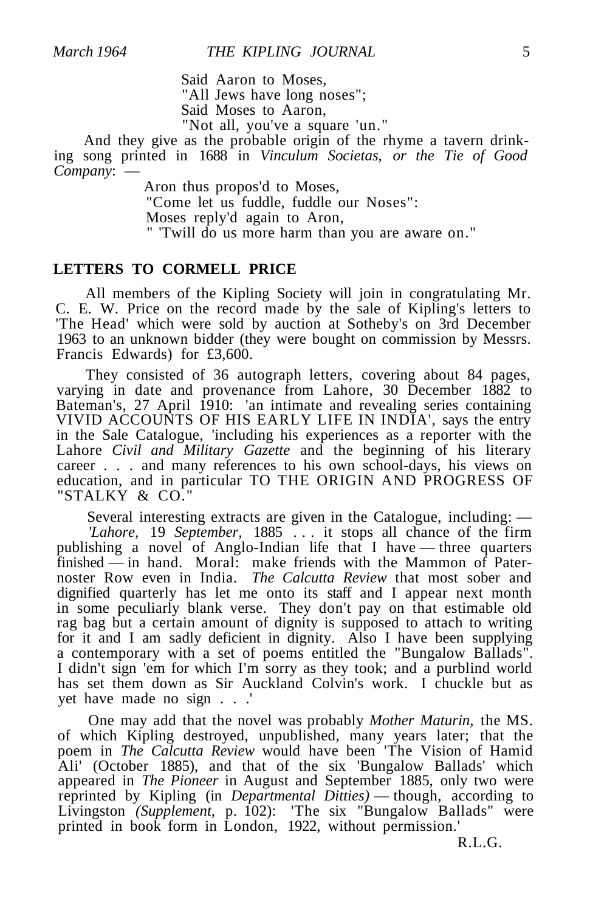Said Aaron to Moses,  
"All Jews have long noses";  
Said Moses to Aaron,  
"Not all, you've a square 'un."

And they give as the probable origin of the rhyme a tavern drinking song printed in 1688 in *Vinculum Societas, or the Tie of Good Company*: —

Aron thus propos'd to Moses,  
"Come let us fuddle, fuddle our Noses":  
Moses reply'd again to Aron,  
" 'Twill do us more harm than you are aware on."

## LETTERS TO CORMELL PRICE

All members of the Kipling Society will join in congratulating Mr. C. E. W. Price on the record made by the sale of Kipling's letters to 'The Head' which were sold by auction at Sotheby's on 3rd December 1963 to an unknown bidder (they were bought on commission by Messrs. Francis Edwards) for £3,600.

They consisted of 36 autograph letters, covering about 84 pages, varying in date and provenance from Lahore, 30 December 1882 to Bateman's, 27 April 1910: 'an intimate and revealing series containing VIVID ACCOUNTS OF HIS EARLY LIFE IN INDIA', says the entry in the Sale Catalogue, 'including his experiences as a reporter with the Lahore *Civil and Military Gazette* and the beginning of his literary career . . . and many references to his own school-days, his views on education, and in particular TO THE ORIGIN AND PROGRESS OF "STALKY & CO."

Several interesting extracts are given in the Catalogue, including: — *'Lahore,* 19 *September,* 1885 . . . it stops all chance of the firm publishing a novel of Anglo-Indian life that I have — three quarters finished — in hand. Moral: make friends with the Mammon of Paternoster Row even in India. *The Calcutta Review* that most sober and dignified quarterly has let me onto its staff and I appear next month in some peculiarly blank verse. They don't pay on that estimable old rag bag but a certain amount of dignity is supposed to attach to writing for it and I am sadly deficient in dignity. Also I have been supplying a contemporary with a set of poems entitled the "Bungalow Ballads". I didn't sign 'em for which I'm sorry as they took; and a purblind world has set them down as Sir Auckland Colvin's work. I chuckle but as yet have made no sign . . .'

One may add that the novel was probably *Mother Maturin,* the MS. of which Kipling destroyed, unpublished, many years later; that the poem in *The Calcutta Review* would have been 'The Vision of Hamid Ali' (October 1885), and that of the six 'Bungalow Ballads' which appeared in *The Pioneer* in August and September 1885, only two were reprinted by Kipling (in *Departmental Ditties)* — though, according to Livingston *(Supplement,* p. 102): 'The six "Bungalow Ballads" were printed in book form in London, 1922, without permission.'

R.L.G.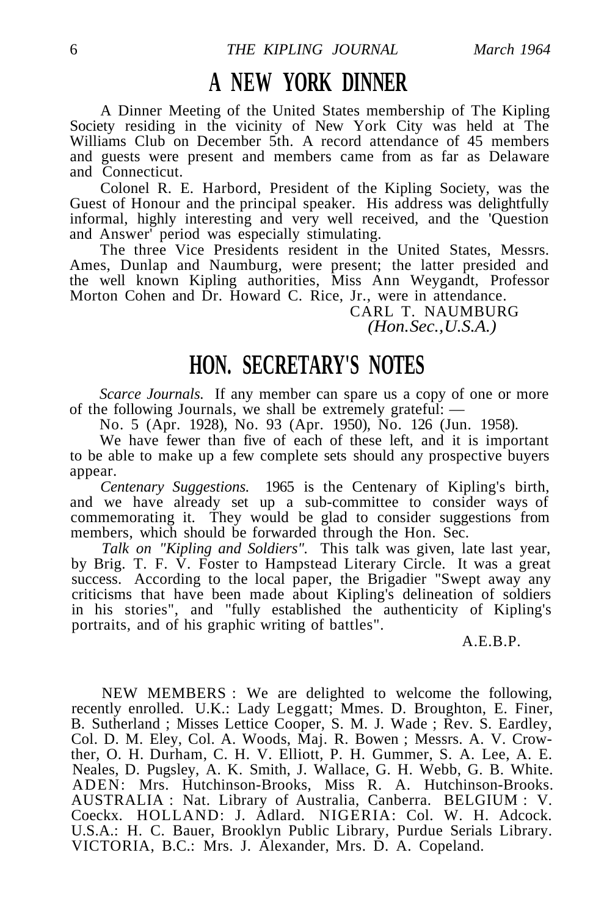# A NEW YORK DINNER

A Dinner Meeting of the United States membership of The Kipling Society residing in the vicinity of New York City was held at The Williams Club on December 5th. A record attendance of 45 members and guests were present and members came from as far as Delaware and Connecticut.

Colonel R. E. Harbord, President of the Kipling Society, was the Guest of Honour and the principal speaker. His address was delightfully informal, highly interesting and very well received, and the 'Question and Answer' period was especially stimulating.

The three Vice Presidents resident in the United States, Messrs. Ames, Dunlap and Naumburg, were present; the latter presided and the well known Kipling authorities, Miss Ann Weygandt, Professor Morton Cohen and Dr. Howard C. Rice, Jr., were in attendance.

CARL T. NAUMBURG
*(Hon.Sec.,U.S.A.)*

# HON. SECRETARY'S NOTES

*Scarce Journals.* If any member can spare us a copy of one or more of the following Journals, we shall be extremely grateful: —

No. 5 (Apr. 1928), No. 93 (Apr. 1950), No. 126 (Jun. 1958).

We have fewer than five of each of these left, and it is important to be able to make up a few complete sets should any prospective buyers appear.

*Centenary Suggestions.* 1965 is the Centenary of Kipling's birth, and we have already set up a sub-committee to consider ways of commemorating it. They would be glad to consider suggestions from members, which should be forwarded through the Hon. Sec.

*Talk on "Kipling and Soldiers".* This talk was given, late last year, by Brig. T. F. V. Foster to Hampstead Literary Circle. It was a great success. According to the local paper, the Brigadier "Swept away any criticisms that have been made about Kipling's delineation of soldiers in his stories", and "fully established the authenticity of Kipling's portraits, and of his graphic writing of battles".

A.E.B.P.

NEW MEMBERS : We are delighted to welcome the following, recently enrolled. U.K.: Lady Leggatt; Mmes. D. Broughton, E. Finer, B. Sutherland ; Misses Lettice Cooper, S. M. J. Wade ; Rev. S. Eardley, Col. D. M. Eley, Col. A. Woods, Maj. R. Bowen ; Messrs. A. V. Crowther, O. H. Durham, C. H. V. Elliott, P. H. Gummer, S. A. Lee, A. E. Neales, D. Pugsley, A. K. Smith, J. Wallace, G. H. Webb, G. B. White. ADEN: Mrs. Hutchinson-Brooks, Miss R. A. Hutchinson-Brooks. AUSTRALIA : Nat. Library of Australia, Canberra. BELGIUM : V. Coeckx. HOLLAND: J. Adlard. NIGERIA: Col. W. H. Adcock. U.S.A.: H. C. Bauer, Brooklyn Public Library, Purdue Serials Library. VICTORIA, B.C.: Mrs. J. Alexander, Mrs. D. A. Copeland.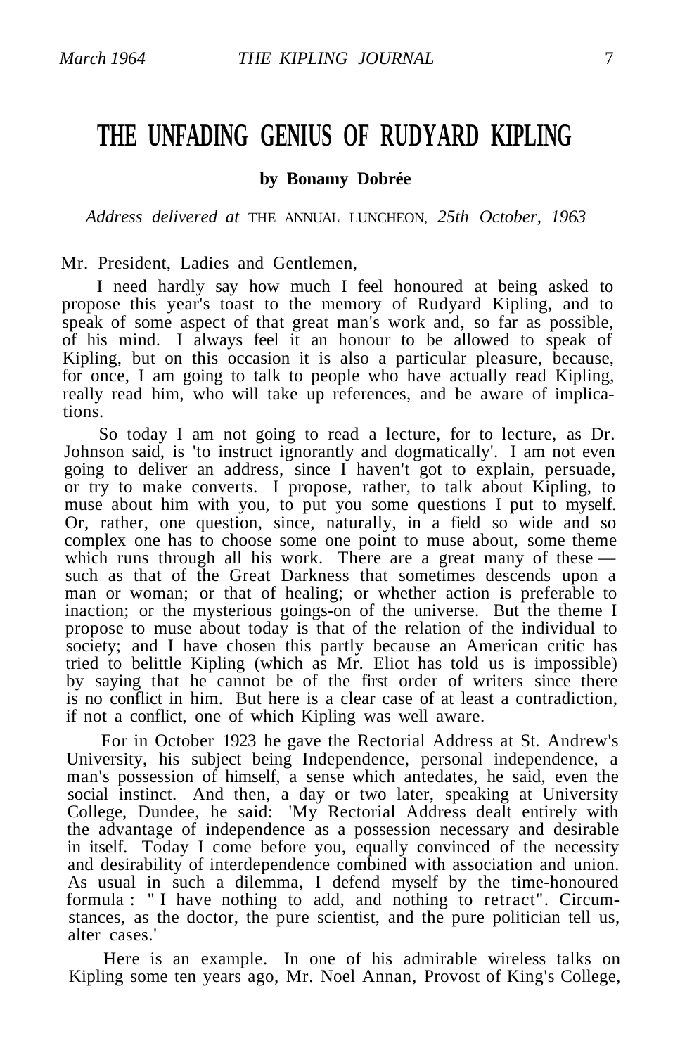# THE UNFADING GENIUS OF RUDYARD KIPLING

**by Bonamy Dobrée**

*Address delivered at* THE ANNUAL LUNCHEON, *25th October, 1963*

Mr. President, Ladies and Gentlemen,

I need hardly say how much I feel honoured at being asked to propose this year's toast to the memory of Rudyard Kipling, and to speak of some aspect of that great man's work and, so far as possible, of his mind. I always feel it an honour to be allowed to speak of Kipling, but on this occasion it is also a particular pleasure, because, for once, I am going to talk to people who have actually read Kipling, really read him, who will take up references, and be aware of implications.

So today I am not going to read a lecture, for to lecture, as Dr. Johnson said, is 'to instruct ignorantly and dogmatically'. I am not even going to deliver an address, since I haven't got to explain, persuade, or try to make converts. I propose, rather, to talk about Kipling, to muse about him with you, to put you some questions I put to myself. Or, rather, one question, since, naturally, in a field so wide and so complex one has to choose some one point to muse about, some theme which runs through all his work. There are a great many of these — such as that of the Great Darkness that sometimes descends upon a man or woman; or that of healing; or whether action is preferable to inaction; or the mysterious goings-on of the universe. But the theme I propose to muse about today is that of the relation of the individual to society; and I have chosen this partly because an American critic has tried to belittle Kipling (which as Mr. Eliot has told us is impossible) by saying that he cannot be of the first order of writers since there is no conflict in him. But here is a clear case of at least a contradiction, if not a conflict, one of which Kipling was well aware.

For in October 1923 he gave the Rectorial Address at St. Andrew's University, his subject being Independence, personal independence, a man's possession of himself, a sense which antedates, he said, even the social instinct. And then, a day or two later, speaking at University College, Dundee, he said: 'My Rectorial Address dealt entirely with the advantage of independence as a possession necessary and desirable in itself. Today I come before you, equally convinced of the necessity and desirability of interdependence combined with association and union. As usual in such a dilemma, I defend myself by the time-honoured formula : " I have nothing to add, and nothing to retract". Circumstances, as the doctor, the pure scientist, and the pure politician tell us, alter cases.'

Here is an example. In one of his admirable wireless talks on Kipling some ten years ago, Mr. Noel Annan, Provost of King's College,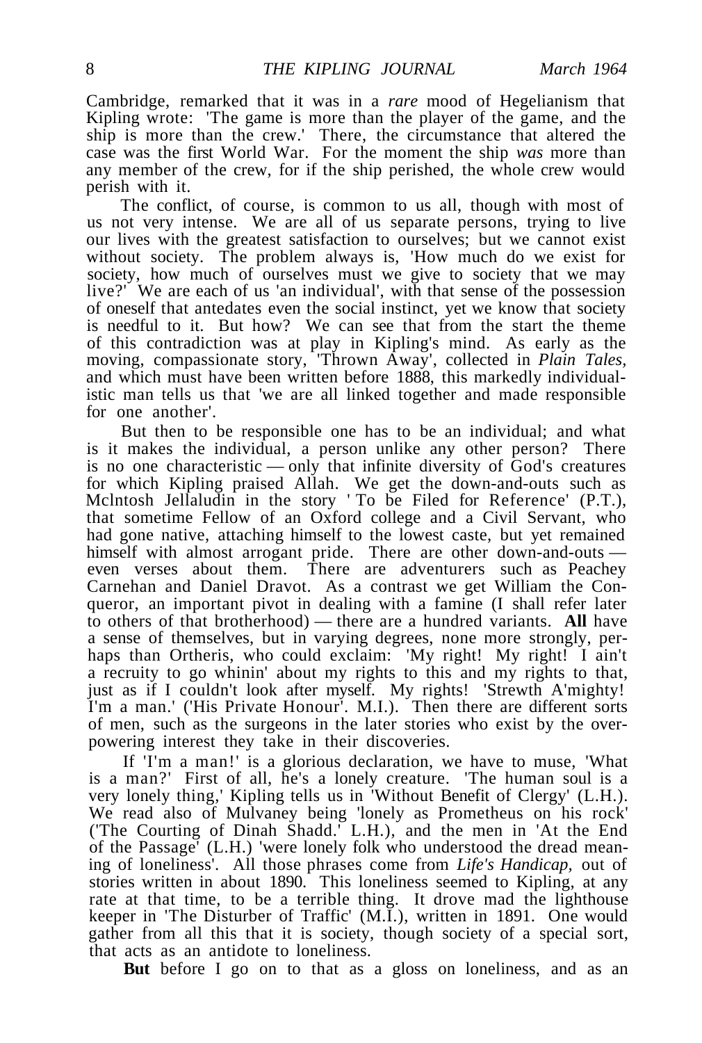Cambridge, remarked that it was in a *rare* mood of Hegelianism that Kipling wrote: 'The game is more than the player of the game, and the ship is more than the crew.' There, the circumstance that altered the case was the first World War. For the moment the ship *was* more than any member of the crew, for if the ship perished, the whole crew would perish with it.

The conflict, of course, is common to us all, though with most of us not very intense. We are all of us separate persons, trying to live our lives with the greatest satisfaction to ourselves; but we cannot exist without society. The problem always is, 'How much do we exist for society, how much of ourselves must we give to society that we may live?' We are each of us 'an individual', with that sense of the possession of oneself that antedates even the social instinct, yet we know that society is needful to it. But how? We can see that from the start the theme of this contradiction was at play in Kipling's mind. As early as the moving, compassionate story, 'Thrown Away', collected in *Plain Tales,* and which must have been written before 1888, this markedly individualistic man tells us that 'we are all linked together and made responsible for one another'.

But then to be responsible one has to be an individual; and what is it makes the individual, a person unlike any other person? There is no one characteristic — only that infinite diversity of God's creatures for which Kipling praised Allah. We get the down-and-outs such as McIntosh Jellaludin in the story 'To be Filed for Reference' (P.T.), that sometime Fellow of an Oxford college and a Civil Servant, who had gone native, attaching himself to the lowest caste, but yet remained himself with almost arrogant pride. There are other down-and-outs — even verses about them. There are adventurers such as Peachey Carnehan and Daniel Dravot. As a contrast we get William the Conqueror, an important pivot in dealing with a famine (I shall refer later to others of that brotherhood) — there are a hundred variants. **All** have a sense of themselves, but in varying degrees, none more strongly, perhaps than Ortheris, who could exclaim: 'My right! My right! I ain't a recruity to go whinin' about my rights to this and my rights to that, just as if I couldn't look after myself. My rights! 'Strewth A'mighty! I'm a man.' ('His Private Honour'. M.I.). Then there are different sorts of men, such as the surgeons in the later stories who exist by the overpowering interest they take in their discoveries.

If 'I'm a man!' is a glorious declaration, we have to muse, 'What is a man?' First of all, he's a lonely creature. 'The human soul is a very lonely thing,' Kipling tells us in 'Without Benefit of Clergy' (L.H.). We read also of Mulvaney being 'lonely as Prometheus on his rock' ('The Courting of Dinah Shadd.' L.H.), and the men in 'At the End of the Passage' (L.H.) 'were lonely folk who understood the dread meaning of loneliness'. All those phrases come from *Life's Handicap,* out of stories written in about 1890. This loneliness seemed to Kipling, at any rate at that time, to be a terrible thing. It drove mad the lighthouse keeper in 'The Disturber of Traffic' (M.I.), written in 1891. One would gather from all this that it is society, though society of a special sort, that acts as an antidote to loneliness.

**But** before I go on to that as a gloss on loneliness, and as an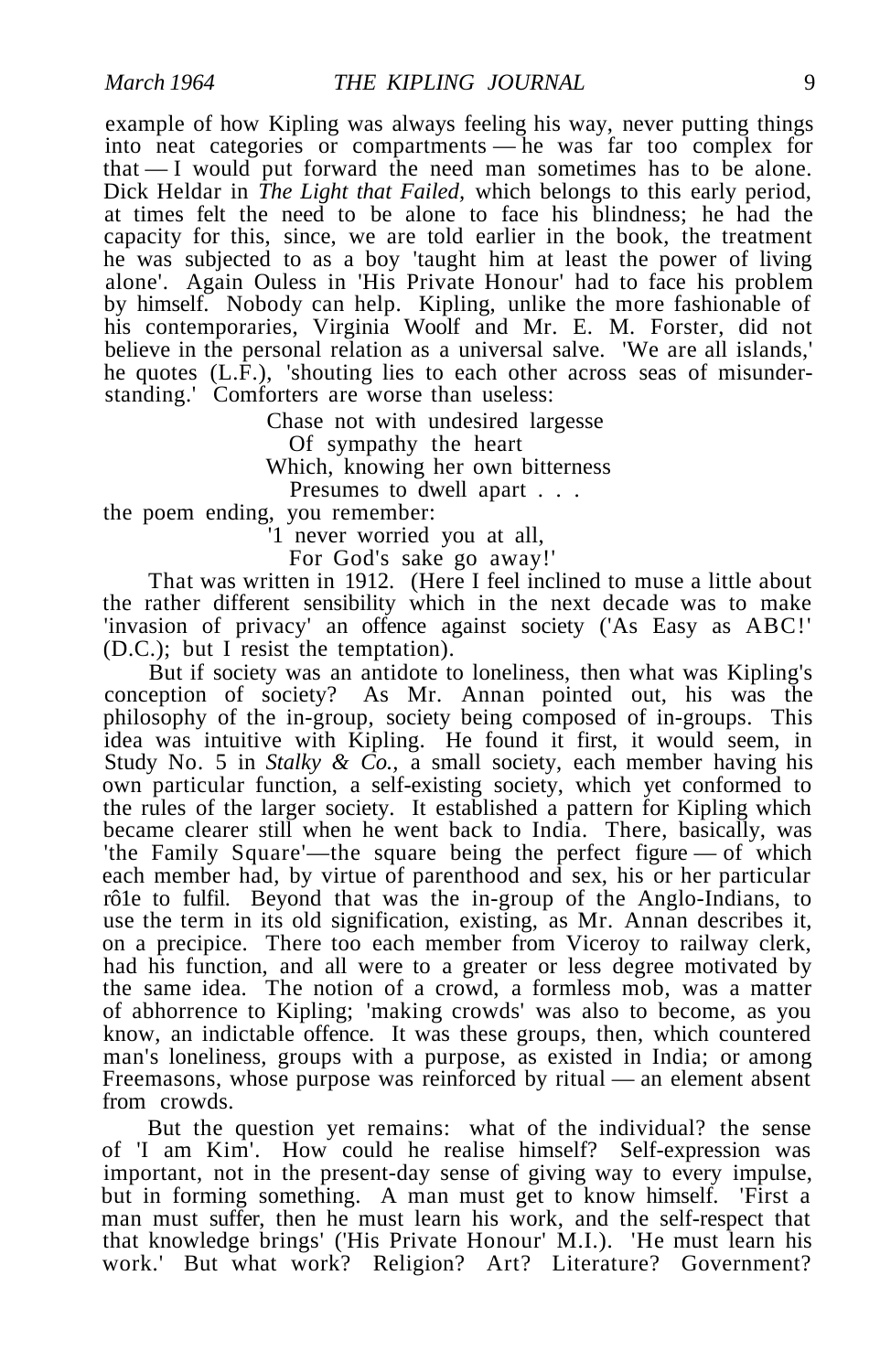example of how Kipling was always feeling his way, never putting things into neat categories or compartments — he was far too complex for that — I would put forward the need man sometimes has to be alone. Dick Heldar in *The Light that Failed,* which belongs to this early period, at times felt the need to be alone to face his blindness; he had the capacity for this, since, we are told earlier in the book, the treatment he was subjected to as a boy 'taught him at least the power of living alone'. Again Ouless in 'His Private Honour' had to face his problem by himself. Nobody can help. Kipling, unlike the more fashionable of his contemporaries, Virginia Woolf and Mr. E. M. Forster, did not believe in the personal relation as a universal salve. 'We are all islands,' he quotes (L.F.), 'shouting lies to each other across seas of misunderstanding.' Comforters are worse than useless:

> Chase not with undesired largesse
> Of sympathy the heart
> Which, knowing her own bitterness
> Presumes to dwell apart . . .

the poem ending, you remember:

> '1 never worried you at all,
> For God's sake go away!'

That was written in 1912. (Here I feel inclined to muse a little about the rather different sensibility which in the next decade was to make 'invasion of privacy' an offence against society ('As Easy as ABC!' (D.C.); but I resist the temptation).

But if society was an antidote to loneliness, then what was Kipling's conception of society? As Mr. Annan pointed out, his was the philosophy of the in-group, society being composed of in-groups. This idea was intuitive with Kipling. He found it first, it would seem, in Study No. 5 in *Stalky & Co.,* a small society, each member having his own particular function, a self-existing society, which yet conformed to the rules of the larger society. It established a pattern for Kipling which became clearer still when he went back to India. There, basically, was 'the Family Square'—the square being the perfect figure — of which each member had, by virtue of parenthood and sex, his or her particular rô1e to fulfil. Beyond that was the in-group of the Anglo-Indians, to use the term in its old signification, existing, as Mr. Annan describes it, on a precipice. There too each member from Viceroy to railway clerk, had his function, and all were to a greater or less degree motivated by the same idea. The notion of a crowd, a formless mob, was a matter of abhorrence to Kipling; 'making crowds' was also to become, as you know, an indictable offence. It was these groups, then, which countered man's loneliness, groups with a purpose, as existed in India; or among Freemasons, whose purpose was reinforced by ritual — an element absent from crowds.

But the question yet remains: what of the individual? the sense of 'I am Kim'. How could he realise himself? Self-expression was important, not in the present-day sense of giving way to every impulse, but in forming something. A man must get to know himself. 'First a man must suffer, then he must learn his work, and the self-respect that that knowledge brings' ('His Private Honour' M.I.). 'He must learn his work.' But what work? Religion? Art? Literature? Government?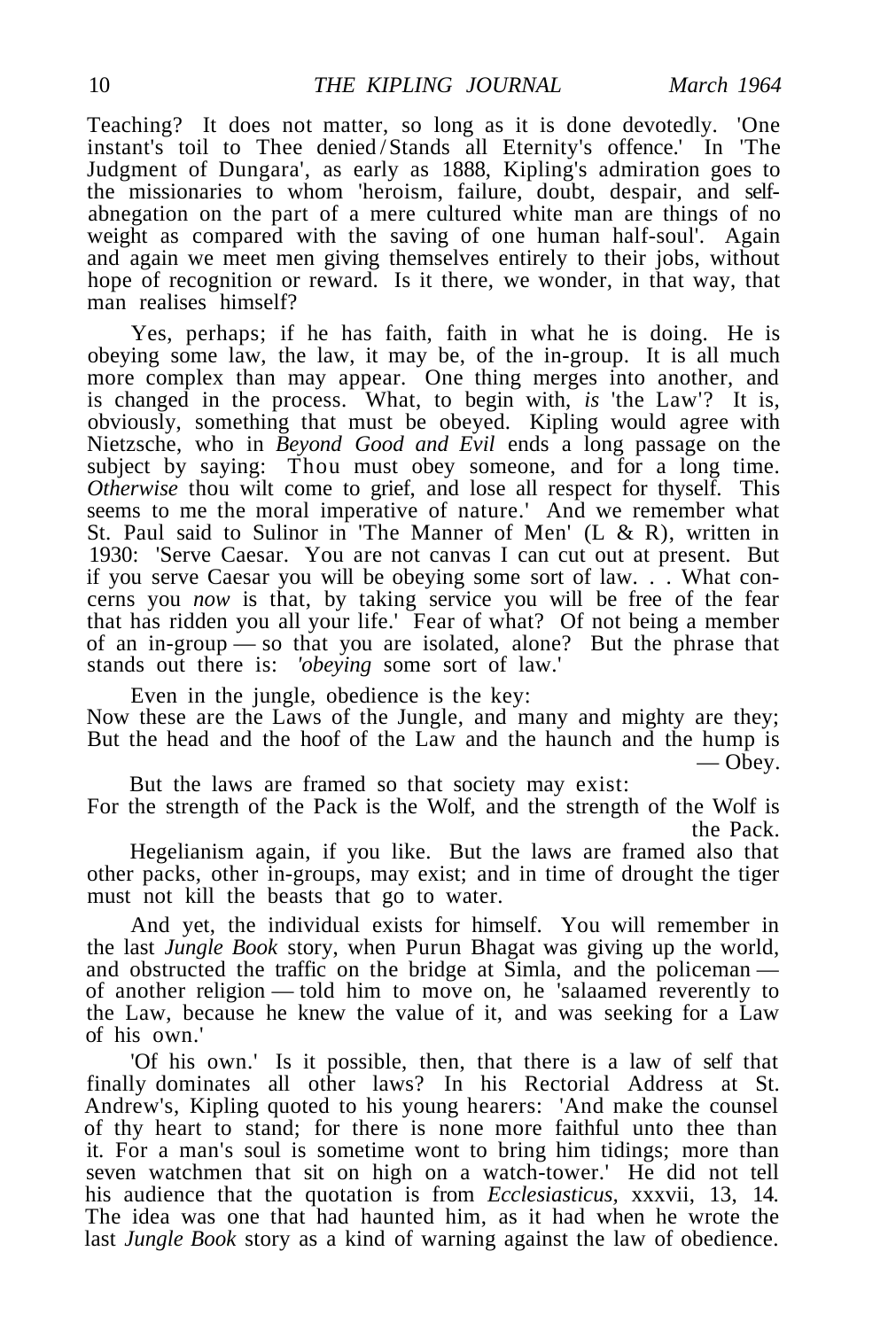Teaching? It does not matter, so long as it is done devotedly. 'One instant's toil to Thee denied / Stands all Eternity's offence.' In 'The Judgment of Dungara', as early as 1888, Kipling's admiration goes to the missionaries to whom 'heroism, failure, doubt, despair, and self-abnegation on the part of a mere cultured white man are things of no weight as compared with the saving of one human half-soul'. Again and again we meet men giving themselves entirely to their jobs, without hope of recognition or reward. Is it there, we wonder, in that way, that man realises himself?

Yes, perhaps; if he has faith, faith in what he is doing. He is obeying some law, the law, it may be, of the in-group. It is all much more complex than may appear. One thing merges into another, and is changed in the process. What, to begin with, *is* 'the Law'? It is, obviously, something that must be obeyed. Kipling would agree with Nietzsche, who in *Beyond Good and Evil* ends a long passage on the subject by saying: Thou must obey someone, and for a long time. *Otherwise* thou wilt come to grief, and lose all respect for thyself. This seems to me the moral imperative of nature.' And we remember what St. Paul said to Sulinor in 'The Manner of Men' (L & R), written in 1930: 'Serve Caesar. You are not canvas I can cut out at present. But if you serve Caesar you will be obeying some sort of law. . . What concerns you *now* is that, by taking service you will be free of the fear that has ridden you all your life.' Fear of what? Of not being a member of an in-group — so that you are isolated, alone? But the phrase that stands out there is: *'obeying* some sort of law.'

Even in the jungle, obedience is the key:

Now these are the Laws of the Jungle, and many and mighty are they;
But the head and the hoof of the Law and the haunch and the hump is — Obey.

But the laws are framed so that society may exist:

For the strength of the Pack is the Wolf, and the strength of the Wolf is the Pack.

Hegelianism again, if you like. But the laws are framed also that other packs, other in-groups, may exist; and in time of drought the tiger must not kill the beasts that go to water.

And yet, the individual exists for himself. You will remember in the last *Jungle Book* story, when Purun Bhagat was giving up the world, and obstructed the traffic on the bridge at Simla, and the policeman — of another religion — told him to move on, he 'salaamed reverently to the Law, because he knew the value of it, and was seeking for a Law of his own.'

'Of his own.' Is it possible, then, that there is a law of self that finally dominates all other laws? In his Rectorial Address at St. Andrew's, Kipling quoted to his young hearers: 'And make the counsel of thy heart to stand; for there is none more faithful unto thee than it. For a man's soul is sometime wont to bring him tidings; more than seven watchmen that sit on high on a watch-tower.' He did not tell his audience that the quotation is from *Ecclesiasticus*, xxxvii, 13, 14. The idea was one that had haunted him, as it had when he wrote the last *Jungle Book* story as a kind of warning against the law of obedience.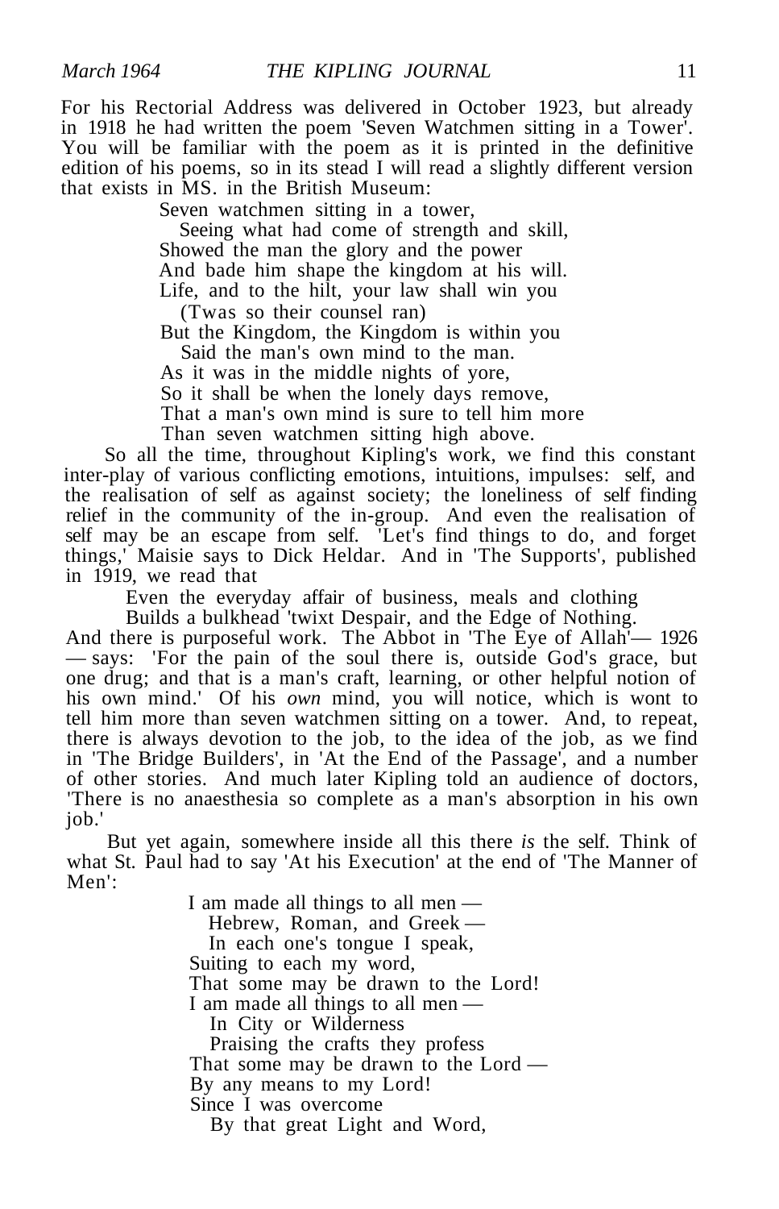For his Rectorial Address was delivered in October 1923, but already in 1918 he had written the poem 'Seven Watchmen sitting in a Tower'. You will be familiar with the poem as it is printed in the definitive edition of his poems, so in its stead I will read a slightly different version that exists in MS. in the British Museum:

> Seven watchmen sitting in a tower,  
> Seeing what had come of strength and skill,  
> Showed the man the glory and the power  
> And bade him shape the kingdom at his will.  
> Life, and to the hilt, your law shall win you  
> (Twas so their counsel ran)  
> But the Kingdom, the Kingdom is within you  
> Said the man's own mind to the man.  
> As it was in the middle nights of yore,  
> So it shall be when the lonely days remove,  
> That a man's own mind is sure to tell him more  
> Than seven watchmen sitting high above.

So all the time, throughout Kipling's work, we find this constant inter-play of various conflicting emotions, intuitions, impulses: self, and the realisation of self as against society; the loneliness of self finding relief in the community of the in-group. And even the realisation of self may be an escape from self. 'Let's find things to do, and forget things,' Maisie says to Dick Heldar. And in 'The Supports', published in 1919, we read that

> Even the everyday affair of business, meals and clothing  
> Builds a bulkhead 'twixt Despair, and the Edge of Nothing.

And there is purposeful work. The Abbot in 'The Eye of Allah'— 1926 — says: 'For the pain of the soul there is, outside God's grace, but one drug; and that is a man's craft, learning, or other helpful notion of his own mind.' Of his *own* mind, you will notice, which is wont to tell him more than seven watchmen sitting on a tower. And, to repeat, there is always devotion to the job, to the idea of the job, as we find in 'The Bridge Builders', in 'At the End of the Passage', and a number of other stories. And much later Kipling told an audience of doctors, 'There is no anaesthesia so complete as a man's absorption in his own job.'

But yet again, somewhere inside all this there *is* the self. Think of what St. Paul had to say 'At his Execution' at the end of 'The Manner of Men':

> I am made all things to all men —  
> Hebrew, Roman, and Greek —  
> In each one's tongue I speak,  
> Suiting to each my word,  
> That some may be drawn to the Lord!  
> I am made all things to all men —  
> In City or Wilderness  
> Praising the crafts they profess  
> That some may be drawn to the Lord —  
> By any means to my Lord!  
> Since I was overcome  
> By that great Light and Word,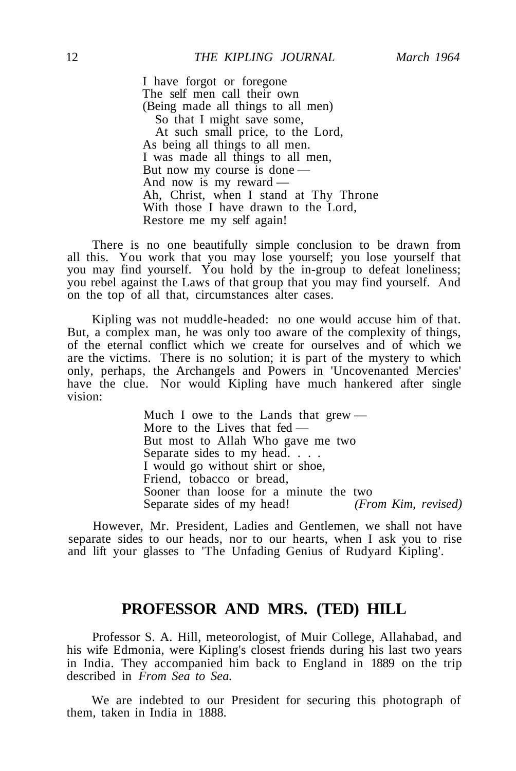I have forgot or foregone  
The self men call their own  
(Being made all things to all men)  
  So that I might save some,  
  At such small price, to the Lord,  
As being all things to all men.  
I was made all things to all men,  
But now my course is done —  
And now is my reward —  
Ah, Christ, when I stand at Thy Throne  
With those I have drawn to the Lord,  
Restore me my self again!

There is no one beautifully simple conclusion to be drawn from all this. You work that you may lose yourself; you lose yourself that you may find yourself. You hold by the in-group to defeat loneliness; you rebel against the Laws of that group that you may find yourself. And on the top of all that, circumstances alter cases.

Kipling was not muddle-headed: no one would accuse him of that. But, a complex man, he was only too aware of the complexity of things, of the eternal conflict which we create for ourselves and of which we are the victims. There is no solution; it is part of the mystery to which only, perhaps, the Archangels and Powers in 'Uncovenanted Mercies' have the clue. Nor would Kipling have much hankered after single vision:

Much I owe to the Lands that grew —  
More to the Lives that fed —  
But most to Allah Who gave me two  
Separate sides to my head. . . .  
I would go without shirt or shoe,  
Friend, tobacco or bread,  
Sooner than loose for a minute the two  
Separate sides of my head! *(From Kim, revised)*

However, Mr. President, Ladies and Gentlemen, we shall not have separate sides to our heads, nor to our hearts, when I ask you to rise and lift your glasses to 'The Unfading Genius of Rudyard Kipling'.

## PROFESSOR AND MRS. (TED) HILL

Professor S. A. Hill, meteorologist, of Muir College, Allahabad, and his wife Edmonia, were Kipling's closest friends during his last two years in India. They accompanied him back to England in 1889 on the trip described in *From Sea to Sea.*

We are indebted to our President for securing this photograph of them, taken in India in 1888.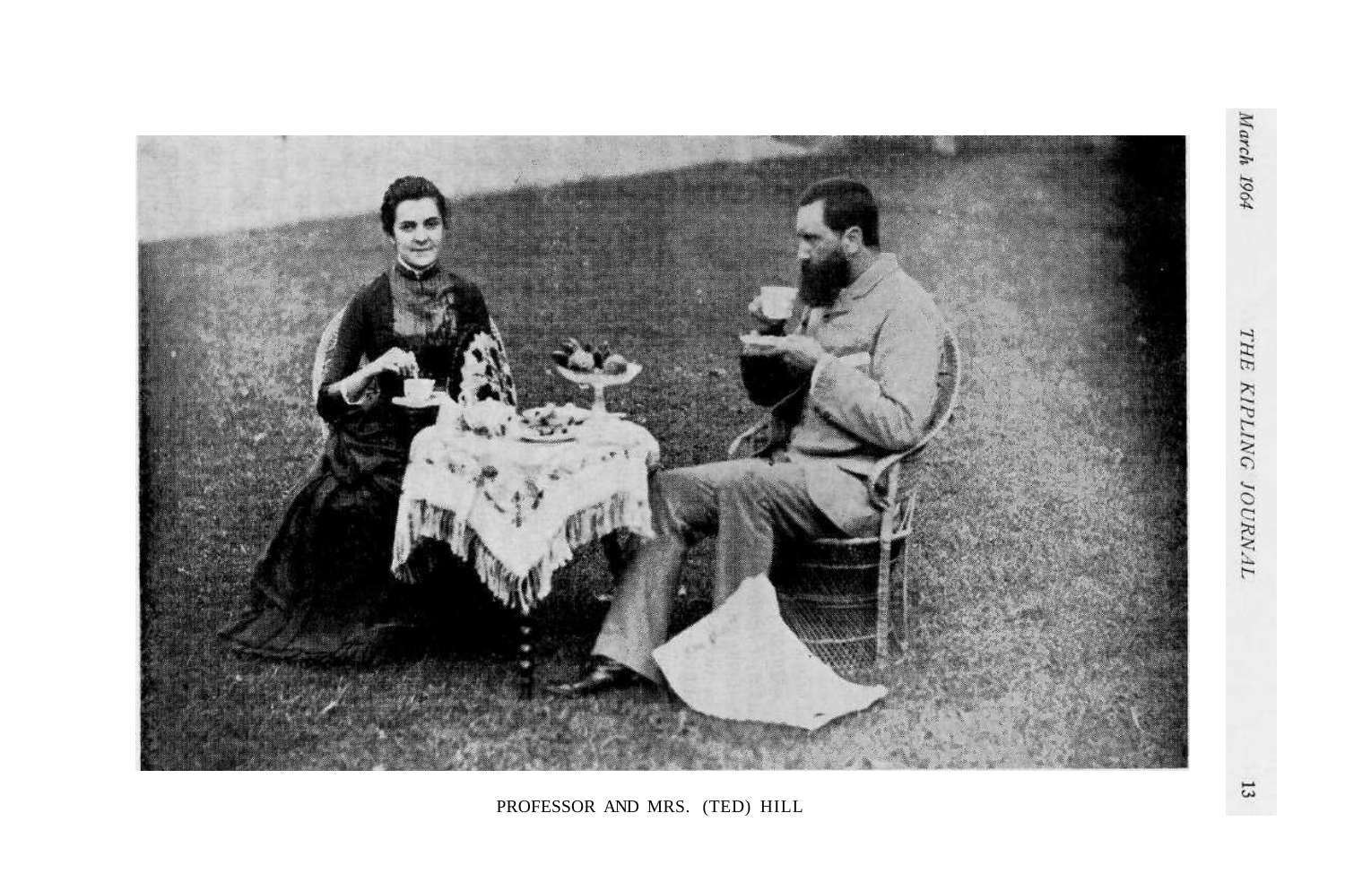PROFESSOR AND MRS. (TED) HILL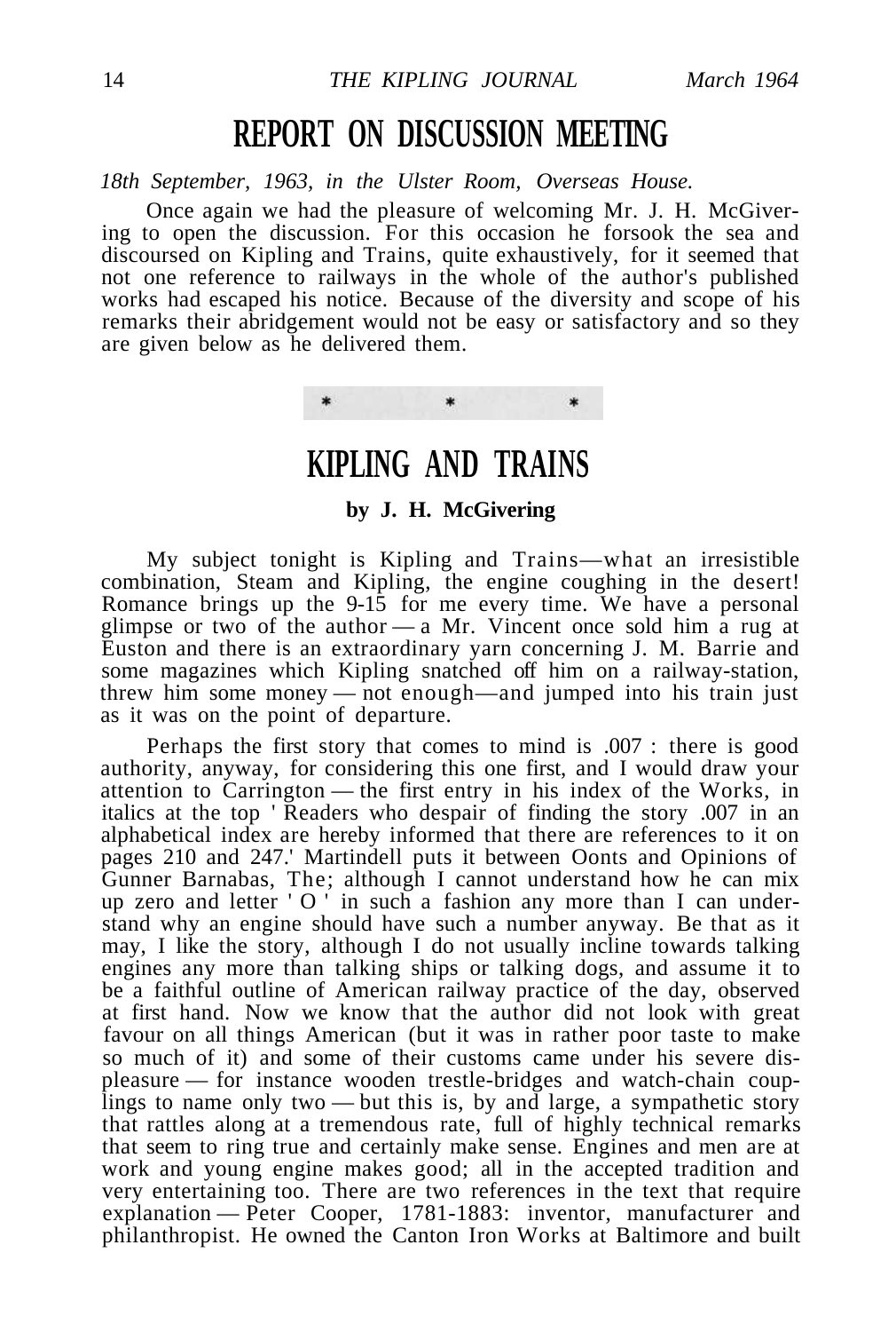## REPORT ON DISCUSSION MEETING

*18th September, 1963, in the Ulster Room, Overseas House.*

Once again we had the pleasure of welcoming Mr. J. H. McGivering to open the discussion. For this occasion he forsook the sea and discoursed on Kipling and Trains, quite exhaustively, for it seemed that not one reference to railways in the whole of the author's published works had escaped his notice. Because of the diversity and scope of his remarks their abridgement would not be easy or satisfactory and so they are given below as he delivered them.

\* \* \*

## KIPLING AND TRAINS

**by J. H. McGivering**

My subject tonight is Kipling and Trains—what an irresistible combination, Steam and Kipling, the engine coughing in the desert! Romance brings up the 9-15 for me every time. We have a personal glimpse or two of the author — a Mr. Vincent once sold him a rug at Euston and there is an extraordinary yarn concerning J. M. Barrie and some magazines which Kipling snatched off him on a railway-station, threw him some money — not enough—and jumped into his train just as it was on the point of departure.

Perhaps the first story that comes to mind is .007 : there is good authority, anyway, for considering this one first, and I would draw your attention to Carrington — the first entry in his index of the Works, in italics at the top ' Readers who despair of finding the story .007 in an alphabetical index are hereby informed that there are references to it on pages 210 and 247.' Martindell puts it between Oonts and Opinions of Gunner Barnabas, The; although I cannot understand how he can mix up zero and letter ' O ' in such a fashion any more than I can understand why an engine should have such a number anyway. Be that as it may, I like the story, although I do not usually incline towards talking engines any more than talking ships or talking dogs, and assume it to be a faithful outline of American railway practice of the day, observed at first hand. Now we know that the author did not look with great favour on all things American (but it was in rather poor taste to make so much of it) and some of their customs came under his severe displeasure — for instance wooden trestle-bridges and watch-chain couplings to name only two — but this is, by and large, a sympathetic story that rattles along at a tremendous rate, full of highly technical remarks that seem to ring true and certainly make sense. Engines and men are at work and young engine makes good; all in the accepted tradition and very entertaining too. There are two references in the text that require explanation — Peter Cooper, 1781-1883: inventor, manufacturer and philanthropist. He owned the Canton Iron Works at Baltimore and built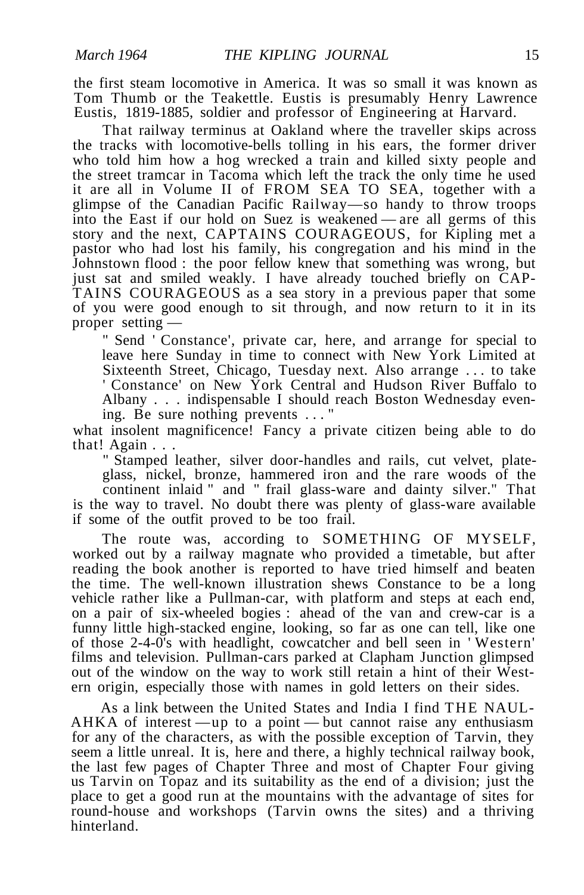the first steam locomotive in America. It was so small it was known as Tom Thumb or the Teakettle. Eustis is presumably Henry Lawrence Eustis, 1819-1885, soldier and professor of Engineering at Harvard.

That railway terminus at Oakland where the traveller skips across the tracks with locomotive-bells tolling in his ears, the former driver who told him how a hog wrecked a train and killed sixty people and the street tramcar in Tacoma which left the track the only time he used it are all in Volume II of FROM SEA TO SEA, together with a glimpse of the Canadian Pacific Railway—so handy to throw troops into the East if our hold on Suez is weakened — are all germs of this story and the next, CAPTAINS COURAGEOUS, for Kipling met a pastor who had lost his family, his congregation and his mind in the Johnstown flood : the poor fellow knew that something was wrong, but just sat and smiled weakly. I have already touched briefly on CAPTAINS COURAGEOUS as a sea story in a previous paper that some of you were good enough to sit through, and now return to it in its proper setting —

> " Send ' Constance', private car, here, and arrange for special to leave here Sunday in time to connect with New York Limited at Sixteenth Street, Chicago, Tuesday next. Also arrange . . . to take ' Constance' on New York Central and Hudson River Buffalo to Albany . . . indispensable I should reach Boston Wednesday evening. Be sure nothing prevents . . . "

what insolent magnificence! Fancy a private citizen being able to do that! Again . . .

> " Stamped leather, silver door-handles and rails, cut velvet, plate-glass, nickel, bronze, hammered iron and the rare woods of the continent inlaid " and " frail glass-ware and dainty silver."

That is the way to travel. No doubt there was plenty of glass-ware available if some of the outfit proved to be too frail.

The route was, according to SOMETHING OF MYSELF, worked out by a railway magnate who provided a timetable, but after reading the book another is reported to have tried himself and beaten the time. The well-known illustration shews Constance to be a long vehicle rather like a Pullman-car, with platform and steps at each end, on a pair of six-wheeled bogies : ahead of the van and crew-car is a funny little high-stacked engine, looking, so far as one can tell, like one of those 2-4-0's with headlight, cowcatcher and bell seen in ' Western' films and television. Pullman-cars parked at Clapham Junction glimpsed out of the window on the way to work still retain a hint of their Western origin, especially those with names in gold letters on their sides.

As a link between the United States and India I find THE NAULAHKA of interest — up to a point — but cannot raise any enthusiasm for any of the characters, as with the possible exception of Tarvin, they seem a little unreal. It is, here and there, a highly technical railway book, the last few pages of Chapter Three and most of Chapter Four giving us Tarvin on Topaz and its suitability as the end of a division; just the place to get a good run at the mountains with the advantage of sites for round-house and workshops (Tarvin owns the sites) and a thriving hinterland.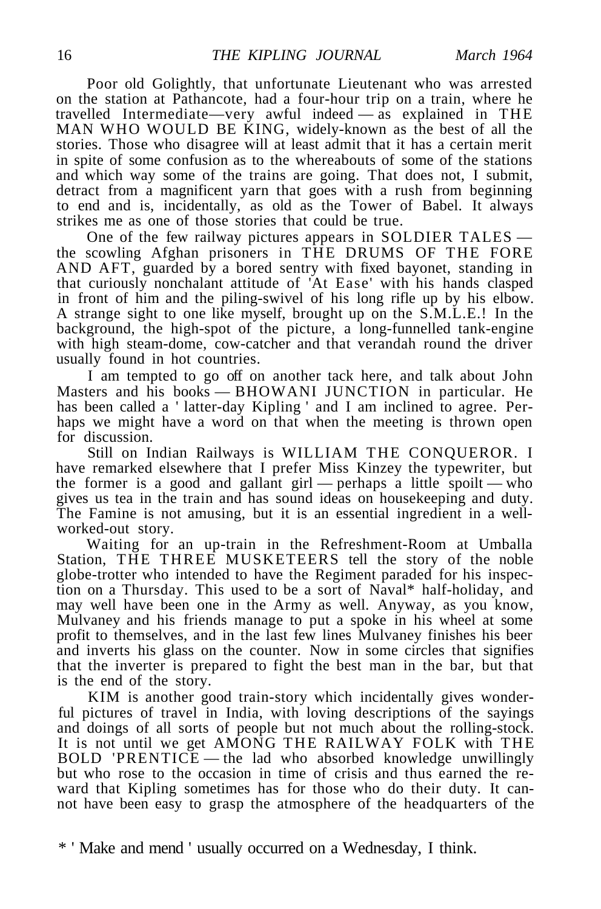Poor old Golightly, that unfortunate Lieutenant who was arrested on the station at Pathancote, had a four-hour trip on a train, where he travelled Intermediate—very awful indeed — as explained in THE MAN WHO WOULD BE KING, widely-known as the best of all the stories. Those who disagree will at least admit that it has a certain merit in spite of some confusion as to the whereabouts of some of the stations and which way some of the trains are going. That does not, I submit, detract from a magnificent yarn that goes with a rush from beginning to end and is, incidentally, as old as the Tower of Babel. It always strikes me as one of those stories that could be true.

One of the few railway pictures appears in SOLDIER TALES — the scowling Afghan prisoners in THE DRUMS OF THE FORE AND AFT, guarded by a bored sentry with fixed bayonet, standing in that curiously nonchalant attitude of 'At Ease' with his hands clasped in front of him and the piling-swivel of his long rifle up by his elbow. A strange sight to one like myself, brought up on the S.M.L.E.! In the background, the high-spot of the picture, a long-funnelled tank-engine with high steam-dome, cow-catcher and that verandah round the driver usually found in hot countries.

I am tempted to go off on another tack here, and talk about John Masters and his books — BHOWANI JUNCTION in particular. He has been called a ' latter-day Kipling ' and I am inclined to agree. Perhaps we might have a word on that when the meeting is thrown open for discussion.

Still on Indian Railways is WILLIAM THE CONQUEROR. I have remarked elsewhere that I prefer Miss Kinzey the typewriter, but the former is a good and gallant girl — perhaps a little spoilt — who gives us tea in the train and has sound ideas on housekeeping and duty. The Famine is not amusing, but it is an essential ingredient in a well-worked-out story.

Waiting for an up-train in the Refreshment-Room at Umballa Station, THE THREE MUSKETEERS tell the story of the noble globe-trotter who intended to have the Regiment paraded for his inspection on a Thursday. This used to be a sort of Naval* half-holiday, and may well have been one in the Army as well. Anyway, as you know, Mulvaney and his friends manage to put a spoke in his wheel at some profit to themselves, and in the last few lines Mulvaney finishes his beer and inverts his glass on the counter. Now in some circles that signifies that the inverter is prepared to fight the best man in the bar, but that is the end of the story.

KIM is another good train-story which incidentally gives wonderful pictures of travel in India, with loving descriptions of the sayings and doings of all sorts of people but not much about the rolling-stock. It is not until we get AMONG THE RAILWAY FOLK with THE BOLD 'PRENTICE — the lad who absorbed knowledge unwillingly but who rose to the occasion in time of crisis and thus earned the reward that Kipling sometimes has for those who do their duty. It cannot have been easy to grasp the atmosphere of the headquarters of the

* ' Make and mend ' usually occurred on a Wednesday, I think.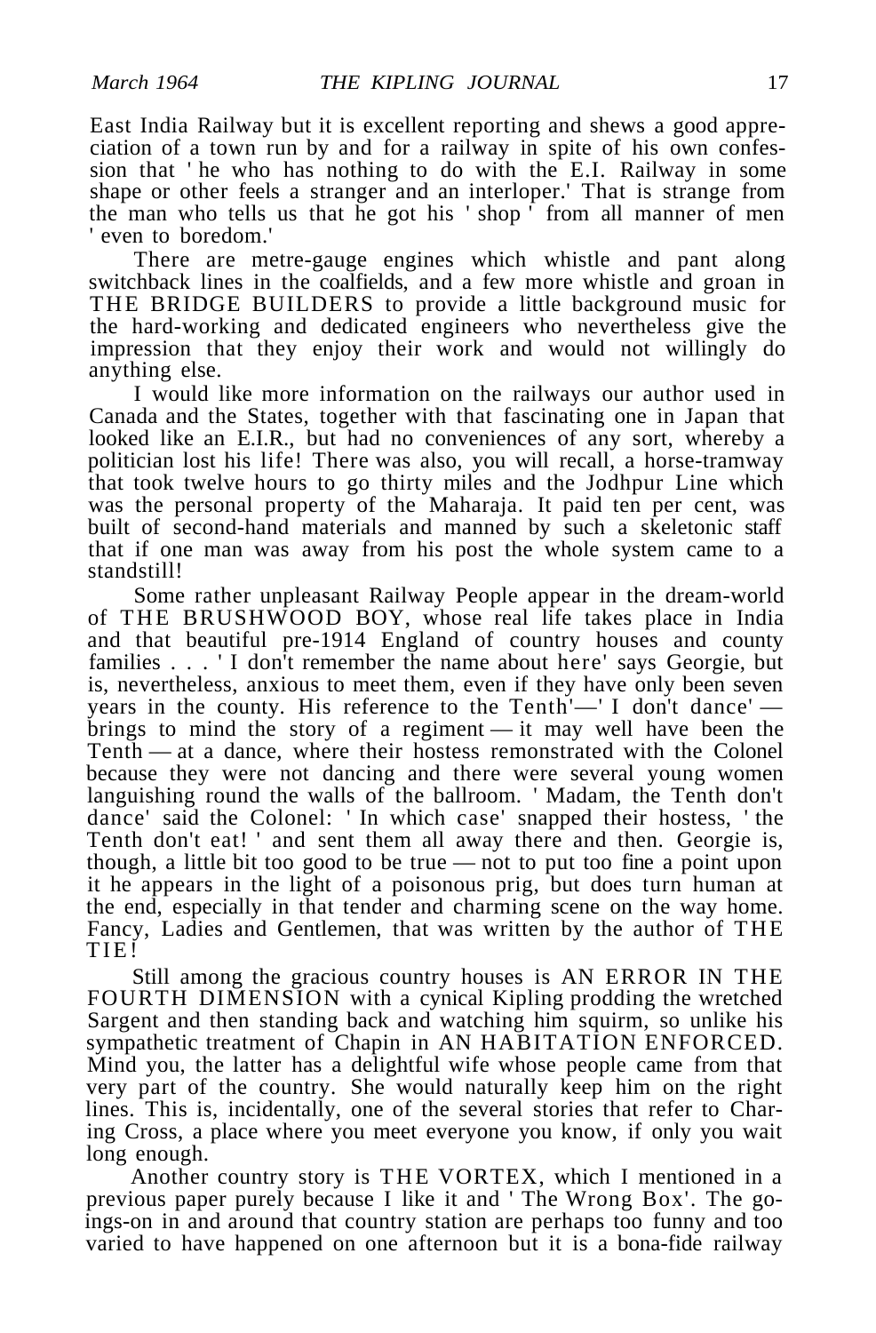East India Railway but it is excellent reporting and shews a good appreciation of a town run by and for a railway in spite of his own confession that ' he who has nothing to do with the E.I. Railway in some shape or other feels a stranger and an interloper.' That is strange from the man who tells us that he got his ' shop ' from all manner of men ' even to boredom.'

There are metre-gauge engines which whistle and pant along switchback lines in the coalfields, and a few more whistle and groan in THE BRIDGE BUILDERS to provide a little background music for the hard-working and dedicated engineers who nevertheless give the impression that they enjoy their work and would not willingly do anything else.

I would like more information on the railways our author used in Canada and the States, together with that fascinating one in Japan that looked like an E.I.R., but had no conveniences of any sort, whereby a politician lost his life! There was also, you will recall, a horse-tramway that took twelve hours to go thirty miles and the Jodhpur Line which was the personal property of the Maharaja. It paid ten per cent, was built of second-hand materials and manned by such a skeletonic staff that if one man was away from his post the whole system came to a standstill!

Some rather unpleasant Railway People appear in the dream-world of THE BRUSHWOOD BOY, whose real life takes place in India and that beautiful pre-1914 England of country houses and county families . . . ' I don't remember the name about here' says Georgie, but is, nevertheless, anxious to meet them, even if they have only been seven years in the county. His reference to the Tenth'—' I don't dance' — brings to mind the story of a regiment — it may well have been the Tenth — at a dance, where their hostess remonstrated with the Colonel because they were not dancing and there were several young women languishing round the walls of the ballroom. ' Madam, the Tenth don't dance' said the Colonel: ' In which case' snapped their hostess, ' the Tenth don't eat! ' and sent them all away there and then. Georgie is, though, a little bit too good to be true — not to put too fine a point upon it he appears in the light of a poisonous prig, but does turn human at the end, especially in that tender and charming scene on the way home. Fancy, Ladies and Gentlemen, that was written by the author of THE TIE!

Still among the gracious country houses is AN ERROR IN THE FOURTH DIMENSION with a cynical Kipling prodding the wretched Sargent and then standing back and watching him squirm, so unlike his sympathetic treatment of Chapin in AN HABITATION ENFORCED. Mind you, the latter has a delightful wife whose people came from that very part of the country. She would naturally keep him on the right lines. This is, incidentally, one of the several stories that refer to Charing Cross, a place where you meet everyone you know, if only you wait long enough.

Another country story is THE VORTEX, which I mentioned in a previous paper purely because I like it and ' The Wrong Box'. The goings-on in and around that country station are perhaps too funny and too varied to have happened on one afternoon but it is a bona-fide railway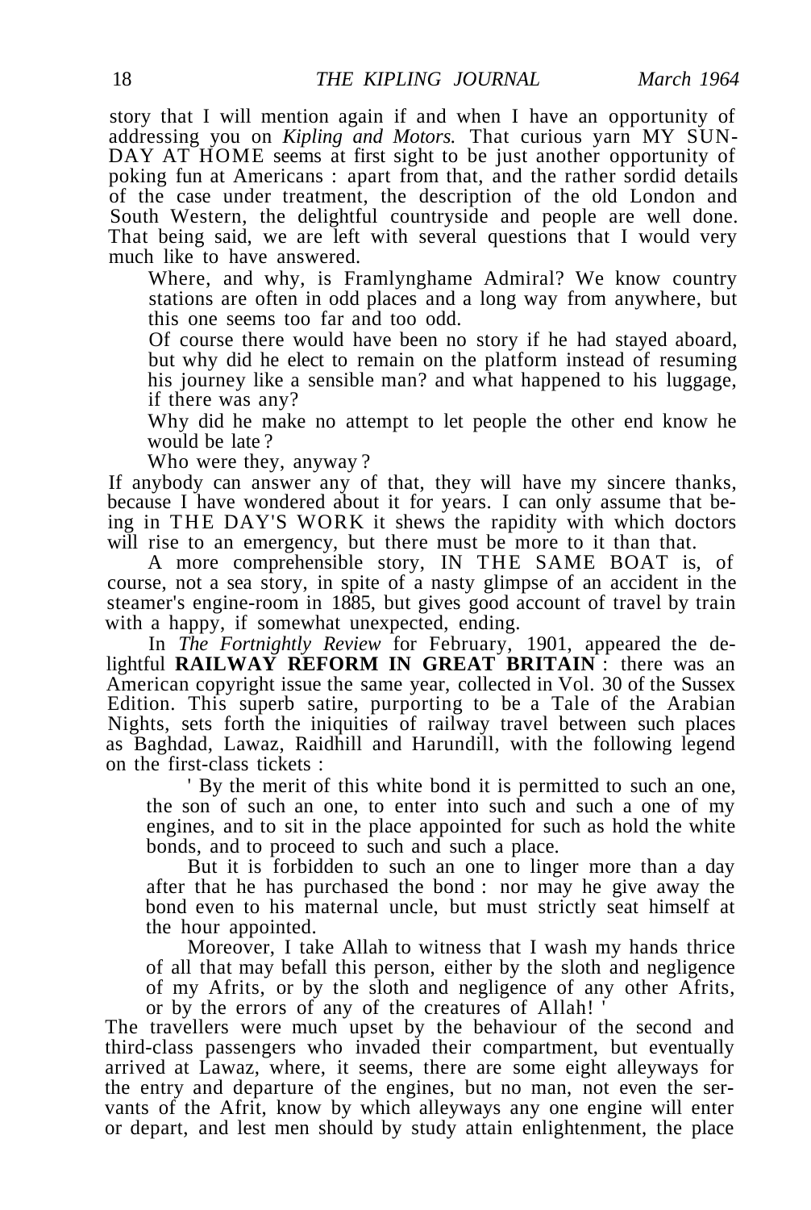story that I will mention again if and when I have an opportunity of addressing you on *Kipling and Motors.* That curious yarn MY SUNDAY AT HOME seems at first sight to be just another opportunity of poking fun at Americans : apart from that, and the rather sordid details of the case under treatment, the description of the old London and South Western, the delightful countryside and people are well done. That being said, we are left with several questions that I would very much like to have answered.

> Where, and why, is Framlynghame Admiral? We know country stations are often in odd places and a long way from anywhere, but this one seems too far and too odd.
>
> Of course there would have been no story if he had stayed aboard, but why did he elect to remain on the platform instead of resuming his journey like a sensible man? and what happened to his luggage, if there was any?
>
> Why did he make no attempt to let people the other end know he would be late ?
>
> Who were they, anyway ?

If anybody can answer any of that, they will have my sincere thanks, because I have wondered about it for years. I can only assume that being in THE DAY'S WORK it shews the rapidity with which doctors will rise to an emergency, but there must be more to it than that.

A more comprehensible story, IN THE SAME BOAT is, of course, not a sea story, in spite of a nasty glimpse of an accident in the steamer's engine-room in 1885, but gives good account of travel by train with a happy, if somewhat unexpected, ending.

In *The Fortnightly Review* for February, 1901, appeared the delightful **RAILWAY REFORM IN GREAT BRITAIN** : there was an American copyright issue the same year, collected in Vol. 30 of the Sussex Edition. This superb satire, purporting to be a Tale of the Arabian Nights, sets forth the iniquities of railway travel between such places as Baghdad, Lawaz, Raidhill and Harundill, with the following legend on the first-class tickets :

> ' By the merit of this white bond it is permitted to such an one, the son of such an one, to enter into such and such a one of my engines, and to sit in the place appointed for such as hold the white bonds, and to proceed to such and such a place.
>
> But it is forbidden to such an one to linger more than a day after that he has purchased the bond : nor may he give away the bond even to his maternal uncle, but must strictly seat himself at the hour appointed.
>
> Moreover, I take Allah to witness that I wash my hands thrice of all that may befall this person, either by the sloth and negligence of my Afrits, or by the sloth and negligence of any other Afrits, or by the errors of any of the creatures of Allah! '

The travellers were much upset by the behaviour of the second and third-class passengers who invaded their compartment, but eventually arrived at Lawaz, where, it seems, there are some eight alleyways for the entry and departure of the engines, but no man, not even the servants of the Afrit, know by which alleyways any one engine will enter or depart, and lest men should by study attain enlightenment, the place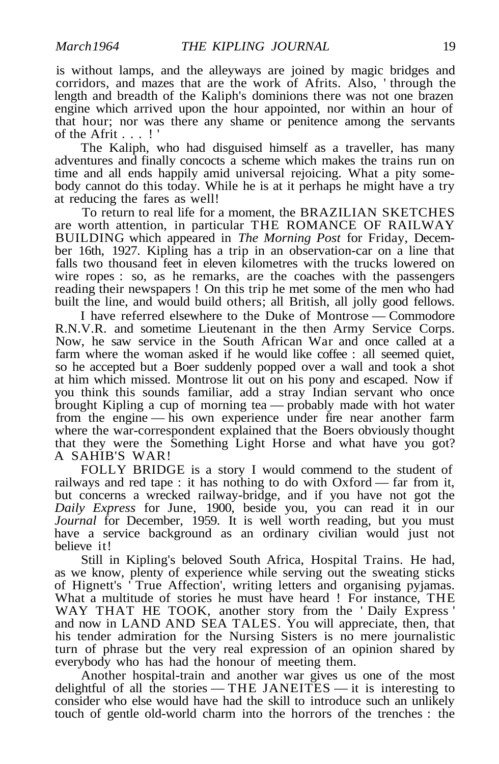is without lamps, and the alleyways are joined by magic bridges and corridors, and mazes that are the work of Afrits. Also, ' through the length and breadth of the Kaliph's dominions there was not one brazen engine which arrived upon the hour appointed, nor within an hour of that hour; nor was there any shame or penitence among the servants of the Afrit . . . ! '

The Kaliph, who had disguised himself as a traveller, has many adventures and finally concocts a scheme which makes the trains run on time and all ends happily amid universal rejoicing. What a pity somebody cannot do this today. While he is at it perhaps he might have a try at reducing the fares as well!

To return to real life for a moment, the BRAZILIAN SKETCHES are worth attention, in particular THE ROMANCE OF RAILWAY BUILDING which appeared in *The Morning Post* for Friday, December 16th, 1927. Kipling has a trip in an observation-car on a line that falls two thousand feet in eleven kilometres with the trucks lowered on wire ropes : so, as he remarks, are the coaches with the passengers reading their newspapers ! On this trip he met some of the men who had built the line, and would build others; all British, all jolly good fellows.

I have referred elsewhere to the Duke of Montrose — Commodore R.N.V.R. and sometime Lieutenant in the then Army Service Corps. Now, he saw service in the South African War and once called at a farm where the woman asked if he would like coffee : all seemed quiet, so he accepted but a Boer suddenly popped over a wall and took a shot at him which missed. Montrose lit out on his pony and escaped. Now if you think this sounds familiar, add a stray Indian servant who once brought Kipling a cup of morning tea — probably made with hot water from the engine — his own experience under fire near another farm where the war-correspondent explained that the Boers obviously thought that they were the Something Light Horse and what have you got? A SAHIB'S WAR!

FOLLY BRIDGE is a story I would commend to the student of railways and red tape : it has nothing to do with Oxford — far from it, but concerns a wrecked railway-bridge, and if you have not got the *Daily Express* for June, 1900, beside you, you can read it in our *Journal* for December, 1959. It is well worth reading, but you must have a service background as an ordinary civilian would just not believe it!

Still in Kipling's beloved South Africa, Hospital Trains. He had, as we know, plenty of experience while serving out the sweating sticks of Hignett's ' True Affection', writing letters and organising pyjamas. What a multitude of stories he must have heard ! For instance, THE WAY THAT HE TOOK, another story from the ' Daily Express ' and now in LAND AND SEA TALES. You will appreciate, then, that his tender admiration for the Nursing Sisters is no mere journalistic turn of phrase but the very real expression of an opinion shared by everybody who has had the honour of meeting them.

Another hospital-train and another war gives us one of the most delightful of all the stories — THE JANEITES — it is interesting to consider who else would have had the skill to introduce such an unlikely touch of gentle old-world charm into the horrors of the trenches : the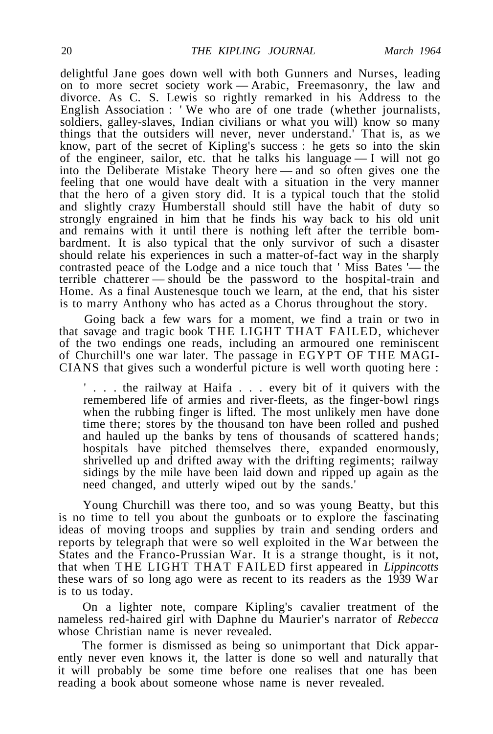delightful Jane goes down well with both Gunners and Nurses, leading on to more secret society work — Arabic, Freemasonry, the law and divorce. As C. S. Lewis so rightly remarked in his Address to the English Association : ' We who are of one trade (whether journalists, soldiers, galley-slaves, Indian civilians or what you will) know so many things that the outsiders will never, never understand.' That is, as we know, part of the secret of Kipling's success : he gets so into the skin of the engineer, sailor, etc. that he talks his language — I will not go into the Deliberate Mistake Theory here — and so often gives one the feeling that one would have dealt with a situation in the very manner that the hero of a given story did. It is a typical touch that the stolid and slightly crazy Humberstall should still have the habit of duty so strongly engrained in him that he finds his way back to his old unit and remains with it until there is nothing left after the terrible bombardment. It is also typical that the only survivor of such a disaster should relate his experiences in such a matter-of-fact way in the sharply contrasted peace of the Lodge and a nice touch that ' Miss Bates '— the terrible chatterer — should be the password to the hospital-train and Home. As a final Austenesque touch we learn, at the end, that his sister is to marry Anthony who has acted as a Chorus throughout the story.

Going back a few wars for a moment, we find a train or two in that savage and tragic book THE LIGHT THAT FAILED, whichever of the two endings one reads, including an armoured one reminiscent of Churchill's one war later. The passage in EGYPT OF THE MAGICIANS that gives such a wonderful picture is well worth quoting here :

> ' . . . the railway at Haifa . . . every bit of it quivers with the remembered life of armies and river-fleets, as the finger-bowl rings when the rubbing finger is lifted. The most unlikely men have done time there; stores by the thousand ton have been rolled and pushed and hauled up the banks by tens of thousands of scattered hands; hospitals have pitched themselves there, expanded enormously, shrivelled up and drifted away with the drifting regiments; railway sidings by the mile have been laid down and ripped up again as the need changed, and utterly wiped out by the sands.'

Young Churchill was there too, and so was young Beatty, but this is no time to tell you about the gunboats or to explore the fascinating ideas of moving troops and supplies by train and sending orders and reports by telegraph that were so well exploited in the War between the States and the Franco-Prussian War. It is a strange thought, is it not, that when THE LIGHT THAT FAILED first appeared in *Lippincotts* these wars of so long ago were as recent to its readers as the 1939 War is to us today.

On a lighter note, compare Kipling's cavalier treatment of the nameless red-haired girl with Daphne du Maurier's narrator of *Rebecca* whose Christian name is never revealed.

The former is dismissed as being so unimportant that Dick apparently never even knows it, the latter is done so well and naturally that it will probably be some time before one realises that one has been reading a book about someone whose name is never revealed.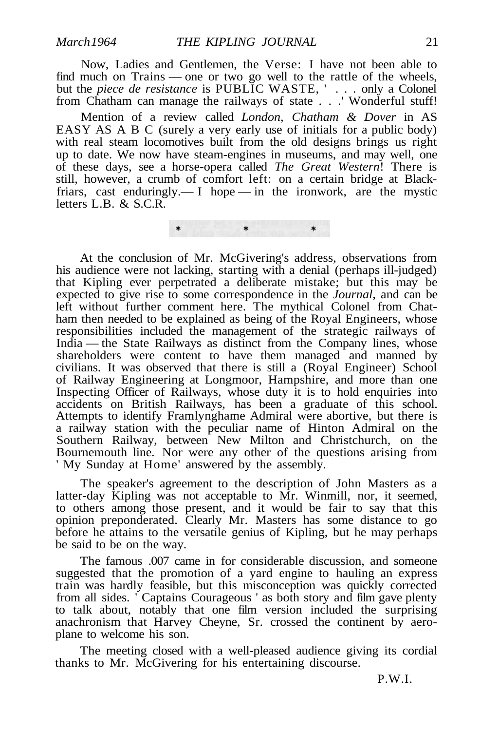Now, Ladies and Gentlemen, the Verse: I have not been able to find much on Trains — one or two go well to the rattle of the wheels, but the *piece de resistance* is PUBLIC WASTE, ' . . . only a Colonel from Chatham can manage the railways of state . . .' Wonderful stuff!

Mention of a review called *London, Chatham & Dover* in AS EASY AS A B C (surely a very early use of initials for a public body) with real steam locomotives built from the old designs brings us right up to date. We now have steam-engines in museums, and may well, one of these days, see a horse-opera called *The Great Western*! There is still, however, a crumb of comfort left: on a certain bridge at Blackfriars, cast enduringly.— I hope — in the ironwork, are the mystic letters L.B. & S.C.R.

\* \* \*

At the conclusion of Mr. McGivering's address, observations from his audience were not lacking, starting with a denial (perhaps ill-judged) that Kipling ever perpetrated a deliberate mistake; but this may be expected to give rise to some correspondence in the *Journal,* and can be left without further comment here. The mythical Colonel from Chatham then needed to be explained as being of the Royal Engineers, whose responsibilities included the management of the strategic railways of India — the State Railways as distinct from the Company lines, whose shareholders were content to have them managed and manned by civilians. It was observed that there is still a (Royal Engineer) School of Railway Engineering at Longmoor, Hampshire, and more than one Inspecting Officer of Railways, whose duty it is to hold enquiries into accidents on British Railways, has been a graduate of this school. Attempts to identify Framlynghame Admiral were abortive, but there is a railway station with the peculiar name of Hinton Admiral on the Southern Railway, between New Milton and Christchurch, on the Bournemouth line. Nor were any other of the questions arising from ' My Sunday at Home' answered by the assembly.

The speaker's agreement to the description of John Masters as a latter-day Kipling was not acceptable to Mr. Winmill, nor, it seemed, to others among those present, and it would be fair to say that this opinion preponderated. Clearly Mr. Masters has some distance to go before he attains to the versatile genius of Kipling, but he may perhaps be said to be on the way.

The famous .007 came in for considerable discussion, and someone suggested that the promotion of a yard engine to hauling an express train was hardly feasible, but this misconception was quickly corrected from all sides. ' Captains Courageous ' as both story and film gave plenty to talk about, notably that one film version included the surprising anachronism that Harvey Cheyne, Sr. crossed the continent by aeroplane to welcome his son.

The meeting closed with a well-pleased audience giving its cordial thanks to Mr. McGivering for his entertaining discourse.

P.W.I.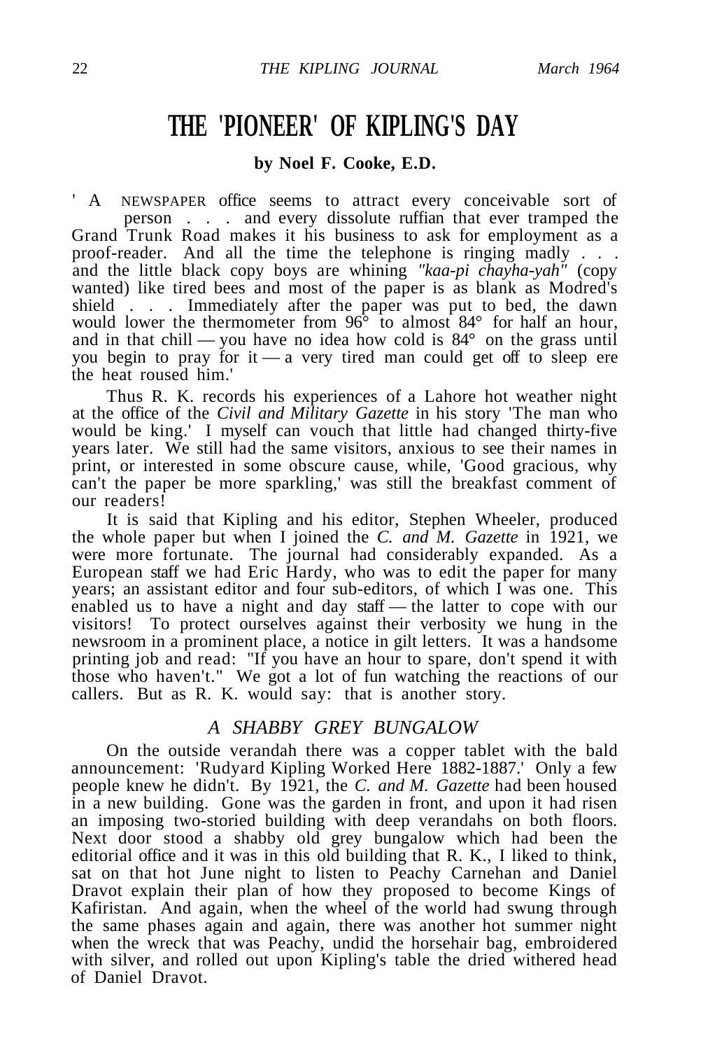# THE 'PIONEER' OF KIPLING'S DAY

**by Noel F. Cooke, E.D.**

' A NEWSPAPER office seems to attract every conceivable sort of person . . . and every dissolute ruffian that ever tramped the Grand Trunk Road makes it his business to ask for employment as a proof-reader. And all the time the telephone is ringing madly . . . and the little black copy boys are whining *"kaa-pi chayha-yah"* (copy wanted) like tired bees and most of the paper is as blank as Modred's shield . . . Immediately after the paper was put to bed, the dawn would lower the thermometer from 96° to almost 84° for half an hour, and in that chill — you have no idea how cold is 84° on the grass until you begin to pray for it — a very tired man could get off to sleep ere the heat roused him.'

Thus R. K. records his experiences of a Lahore hot weather night at the office of the *Civil and Military Gazette* in his story 'The man who would be king.' I myself can vouch that little had changed thirty-five years later. We still had the same visitors, anxious to see their names in print, or interested in some obscure cause, while, 'Good gracious, why can't the paper be more sparkling,' was still the breakfast comment of our readers!

It is said that Kipling and his editor, Stephen Wheeler, produced the whole paper but when I joined the *C. and M. Gazette* in 1921, we were more fortunate. The journal had considerably expanded. As a European staff we had Eric Hardy, who was to edit the paper for many years; an assistant editor and four sub-editors, of which I was one. This enabled us to have a night and day staff — the latter to cope with our visitors! To protect ourselves against their verbosity we hung in the newsroom in a prominent place, a notice in gilt letters. It was a handsome printing job and read: "If you have an hour to spare, don't spend it with those who haven't." We got a lot of fun watching the reactions of our callers. But as R. K. would say: that is another story.

### *A SHABBY GREY BUNGALOW*

On the outside verandah there was a copper tablet with the bald announcement: 'Rudyard Kipling Worked Here 1882-1887.' Only a few people knew he didn't. By 1921, the *C. and M. Gazette* had been housed in a new building. Gone was the garden in front, and upon it had risen an imposing two-storied building with deep verandahs on both floors. Next door stood a shabby old grey bungalow which had been the editorial office and it was in this old building that R. K., I liked to think, sat on that hot June night to listen to Peachy Carnehan and Daniel Dravot explain their plan of how they proposed to become Kings of Kafiristan. And again, when the wheel of the world had swung through the same phases again and again, there was another hot summer night when the wreck that was Peachy, undid the horsehair bag, embroidered with silver, and rolled out upon Kipling's table the dried withered head of Daniel Dravot.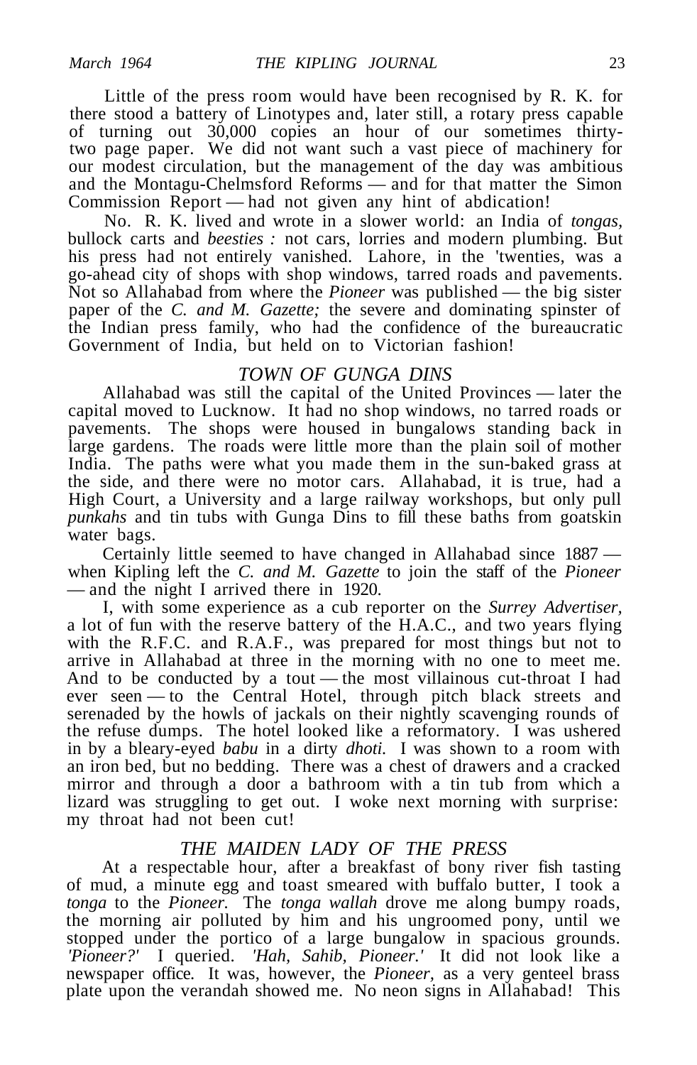Little of the press room would have been recognised by R. K. for there stood a battery of Linotypes and, later still, a rotary press capable of turning out 30,000 copies an hour of our sometimes thirty-two page paper. We did not want such a vast piece of machinery for our modest circulation, but the management of the day was ambitious and the Montagu-Chelmsford Reforms — and for that matter the Simon Commission Report — had not given any hint of abdication!

No. R. K. lived and wrote in a slower world: an India of *tongas*, bullock carts and *beesties :* not cars, lorries and modern plumbing. But his press had not entirely vanished. Lahore, in the 'twenties, was a go-ahead city of shops with shop windows, tarred roads and pavements. Not so Allahabad from where the *Pioneer* was published — the big sister paper of the *C. and M. Gazette;* the severe and dominating spinster of the Indian press family, who had the confidence of the bureaucratic Government of India, but held on to Victorian fashion!

## *TOWN OF GUNGA DINS*

Allahabad was still the capital of the United Provinces — later the capital moved to Lucknow. It had no shop windows, no tarred roads or pavements. The shops were housed in bungalows standing back in large gardens. The roads were little more than the plain soil of mother India. The paths were what you made them in the sun-baked grass at the side, and there were no motor cars. Allahabad, it is true, had a High Court, a University and a large railway workshops, but only pull *punkahs* and tin tubs with Gunga Dins to fill these baths from goatskin water bags.

Certainly little seemed to have changed in Allahabad since 1887 — when Kipling left the *C. and M. Gazette* to join the staff of the *Pioneer* — and the night I arrived there in 1920.

I, with some experience as a cub reporter on the *Surrey Advertiser*, a lot of fun with the reserve battery of the H.A.C., and two years flying with the R.F.C. and R.A.F., was prepared for most things but not to arrive in Allahabad at three in the morning with no one to meet me. And to be conducted by a tout — the most villainous cut-throat I had ever seen — to the Central Hotel, through pitch black streets and serenaded by the howls of jackals on their nightly scavenging rounds of the refuse dumps. The hotel looked like a reformatory. I was ushered in by a bleary-eyed *babu* in a dirty *dhoti.* I was shown to a room with an iron bed, but no bedding. There was a chest of drawers and a cracked mirror and through a door a bathroom with a tin tub from which a lizard was struggling to get out. I woke next morning with surprise: my throat had not been cut!

## *THE MAIDEN LADY OF THE PRESS*

At a respectable hour, after a breakfast of bony river fish tasting of mud, a minute egg and toast smeared with buffalo butter, I took a *tonga* to the *Pioneer.* The *tonga wallah* drove me along bumpy roads, the morning air polluted by him and his ungroomed pony, until we stopped under the portico of a large bungalow in spacious grounds. *'Pioneer?'* I queried. *'Hah, Sahib, Pioneer.'* It did not look like a newspaper office. It was, however, the *Pioneer*, as a very genteel brass plate upon the verandah showed me. No neon signs in Allahabad! This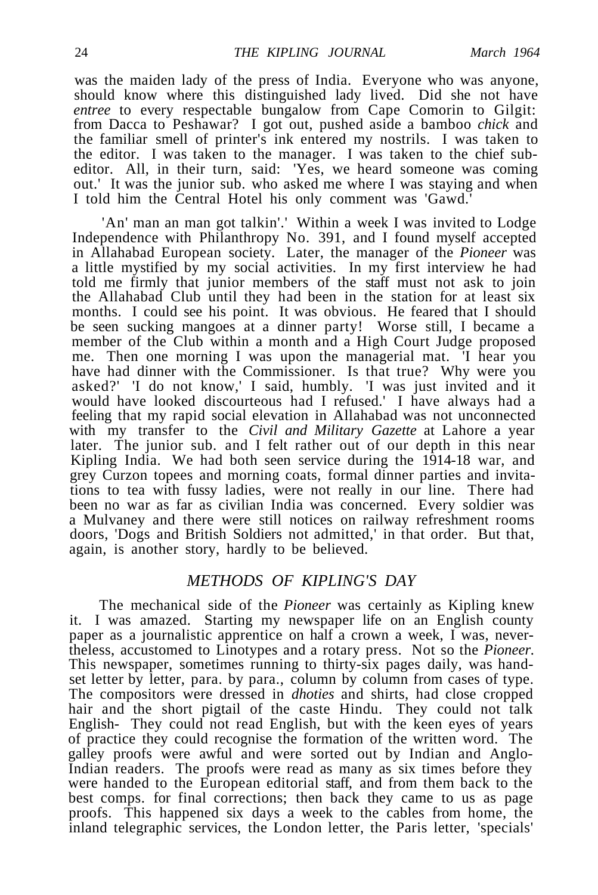was the maiden lady of the press of India. Everyone who was anyone, should know where this distinguished lady lived. Did she not have *entree* to every respectable bungalow from Cape Comorin to Gilgit: from Dacca to Peshawar? I got out, pushed aside a bamboo *chick* and the familiar smell of printer's ink entered my nostrils. I was taken to the editor. I was taken to the manager. I was taken to the chief sub-editor. All, in their turn, said: 'Yes, we heard someone was coming out.' It was the junior sub. who asked me where I was staying and when I told him the Central Hotel his only comment was 'Gawd.'

'An' man an man got talkin'.' Within a week I was invited to Lodge Independence with Philanthropy No. 391, and I found myself accepted in Allahabad European society. Later, the manager of the *Pioneer* was a little mystified by my social activities. In my first interview he had told me firmly that junior members of the staff must not ask to join the Allahabad Club until they had been in the station for at least six months. I could see his point. It was obvious. He feared that I should be seen sucking mangoes at a dinner party! Worse still, I became a member of the Club within a month and a High Court Judge proposed me. Then one morning I was upon the managerial mat. 'I hear you have had dinner with the Commissioner. Is that true? Why were you asked?' 'I do not know,' I said, humbly. 'I was just invited and it would have looked discourteous had I refused.' I have always had a feeling that my rapid social elevation in Allahabad was not unconnected with my transfer to the *Civil and Military Gazette* at Lahore a year later. The junior sub. and I felt rather out of our depth in this near Kipling India. We had both seen service during the 1914-18 war, and grey Curzon topees and morning coats, formal dinner parties and invitations to tea with fussy ladies, were not really in our line. There had been no war as far as civilian India was concerned. Every soldier was a Mulvaney and there were still notices on railway refreshment rooms doors, 'Dogs and British Soldiers not admitted,' in that order. But that, again, is another story, hardly to be believed.

## *METHODS OF KIPLING'S DAY*

The mechanical side of the *Pioneer* was certainly as Kipling knew it. I was amazed. Starting my newspaper life on an English county paper as a journalistic apprentice on half a crown a week, I was, nevertheless, accustomed to Linotypes and a rotary press. Not so the *Pioneer.* This newspaper, sometimes running to thirty-six pages daily, was hand-set letter by letter, para. by para., column by column from cases of type. The compositors were dressed in *dhoties* and shirts, had close cropped hair and the short pigtail of the caste Hindu. They could not talk English- They could not read English, but with the keen eyes of years of practice they could recognise the formation of the written word. The galley proofs were awful and were sorted out by Indian and Anglo-Indian readers. The proofs were read as many as six times before they were handed to the European editorial staff, and from them back to the best comps. for final corrections; then back they came to us as page proofs. This happened six days a week to the cables from home, the inland telegraphic services, the London letter, the Paris letter, 'specials'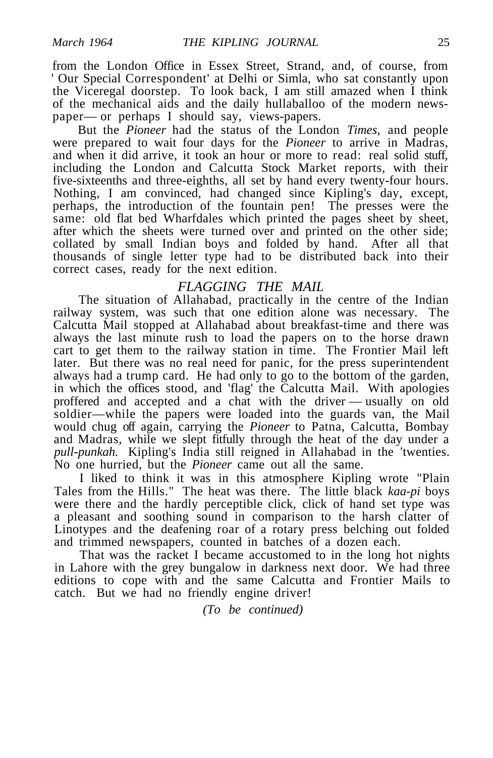from the London Office in Essex Street, Strand, and, of course, from ' Our Special Correspondent' at Delhi or Simla, who sat constantly upon the Viceregal doorstep. To look back, I am still amazed when I think of the mechanical aids and the daily hullaballoo of the modern newspaper— or perhaps I should say, views-papers.

But the *Pioneer* had the status of the London *Times*, and people were prepared to wait four days for the *Pioneer* to arrive in Madras, and when it did arrive, it took an hour or more to read: real solid stuff, including the London and Calcutta Stock Market reports, with their five-sixteenths and three-eighths, all set by hand every twenty-four hours. Nothing, I am convinced, had changed since Kipling's day, except, perhaps, the introduction of the fountain pen! The presses were the same: old flat bed Wharfdales which printed the pages sheet by sheet, after which the sheets were turned over and printed on the other side; collated by small Indian boys and folded by hand. After all that thousands of single letter type had to be distributed back into their correct cases, ready for the next edition.

## *FLAGGING THE MAIL*

The situation of Allahabad, practically in the centre of the Indian railway system, was such that one edition alone was necessary. The Calcutta Mail stopped at Allahabad about breakfast-time and there was always the last minute rush to load the papers on to the horse drawn cart to get them to the railway station in time. The Frontier Mail left later. But there was no real need for panic, for the press superintendent always had a trump card. He had only to go to the bottom of the garden, in which the offices stood, and 'flag' the Calcutta Mail. With apologies proffered and accepted and a chat with the driver — usually on old soldier—while the papers were loaded into the guards van, the Mail would chug off again, carrying the *Pioneer* to Patna, Calcutta, Bombay and Madras, while we slept fitfully through the heat of the day under a *pull-punkah.* Kipling's India still reigned in Allahabad in the 'twenties. No one hurried, but the *Pioneer* came out all the same.

I liked to think it was in this atmosphere Kipling wrote "Plain Tales from the Hills." The heat was there. The little black *kaa-pi* boys were there and the hardly perceptible click, click of hand set type was a pleasant and soothing sound in comparison to the harsh clatter of Linotypes and the deafening roar of a rotary press belching out folded and trimmed newspapers, counted in batches of a dozen each.

That was the racket I became accustomed to in the long hot nights in Lahore with the grey bungalow in darkness next door. We had three editions to cope with and the same Calcutta and Frontier Mails to catch. But we had no friendly engine driver!

*(To be continued)*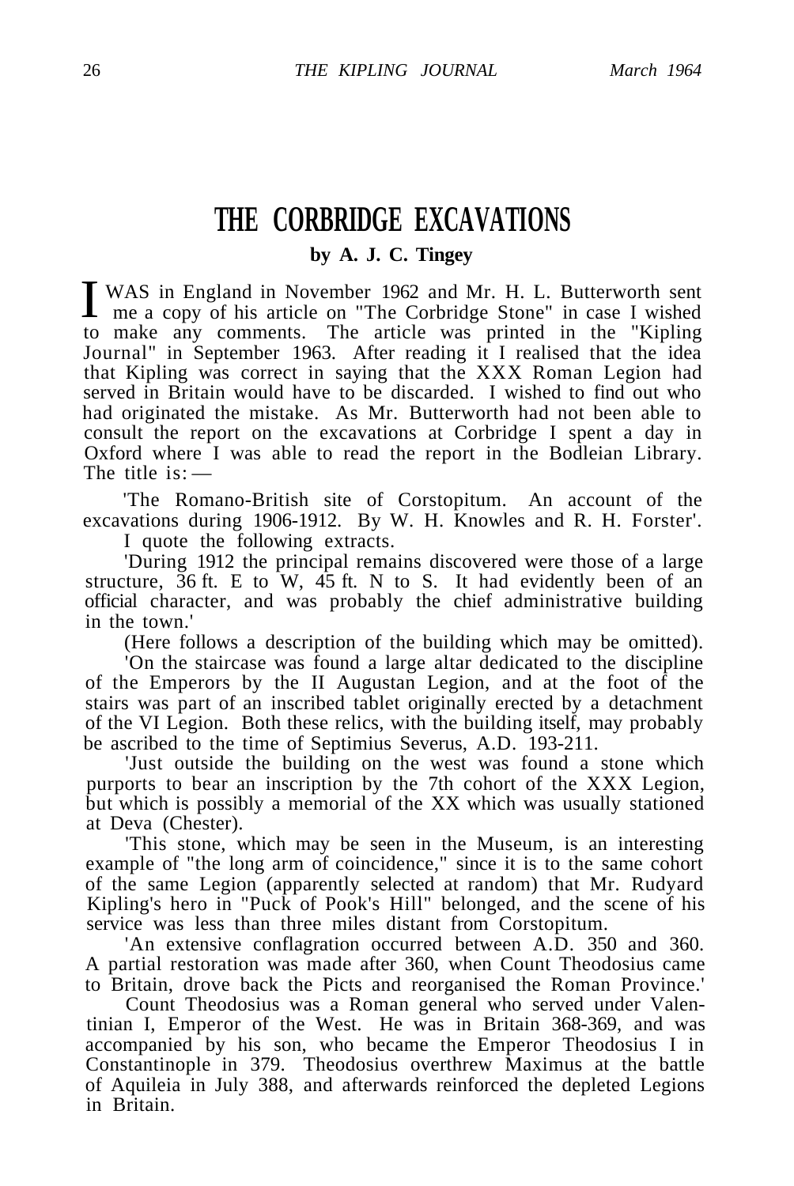# THE CORBRIDGE EXCAVATIONS

**by A. J. C. Tingey**

I WAS in England in November 1962 and Mr. H. L. Butterworth sent me a copy of his article on "The Corbridge Stone" in case I wished to make any comments. The article was printed in the "Kipling Journal" in September 1963. After reading it I realised that the idea that Kipling was correct in saying that the XXX Roman Legion had served in Britain would have to be discarded. I wished to find out who had originated the mistake. As Mr. Butterworth had not been able to consult the report on the excavations at Corbridge I spent a day in Oxford where I was able to read the report in the Bodleian Library. The title is: —

'The Romano-British site of Corstopitum. An account of the excavations during 1906-1912. By W. H. Knowles and R. H. Forster'.

I quote the following extracts.

'During 1912 the principal remains discovered were those of a large structure, 36 ft. E to W, 45 ft. N to S. It had evidently been of an official character, and was probably the chief administrative building in the town.'

(Here follows a description of the building which may be omitted).

'On the staircase was found a large altar dedicated to the discipline of the Emperors by the II Augustan Legion, and at the foot of the stairs was part of an inscribed tablet originally erected by a detachment of the VI Legion. Both these relics, with the building itself, may probably be ascribed to the time of Septimius Severus, A.D. 193-211.

'Just outside the building on the west was found a stone which purports to bear an inscription by the 7th cohort of the XXX Legion, but which is possibly a memorial of the XX which was usually stationed at Deva (Chester).

'This stone, which may be seen in the Museum, is an interesting example of "the long arm of coincidence," since it is to the same cohort of the same Legion (apparently selected at random) that Mr. Rudyard Kipling's hero in "Puck of Pook's Hill" belonged, and the scene of his service was less than three miles distant from Corstopitum.

'An extensive conflagration occurred between A.D. 350 and 360. A partial restoration was made after 360, when Count Theodosius came to Britain, drove back the Picts and reorganised the Roman Province.'

Count Theodosius was a Roman general who served under Valentinian I, Emperor of the West. He was in Britain 368-369, and was accompanied by his son, who became the Emperor Theodosius I in Constantinople in 379. Theodosius overthrew Maximus at the battle of Aquileia in July 388, and afterwards reinforced the depleted Legions in Britain.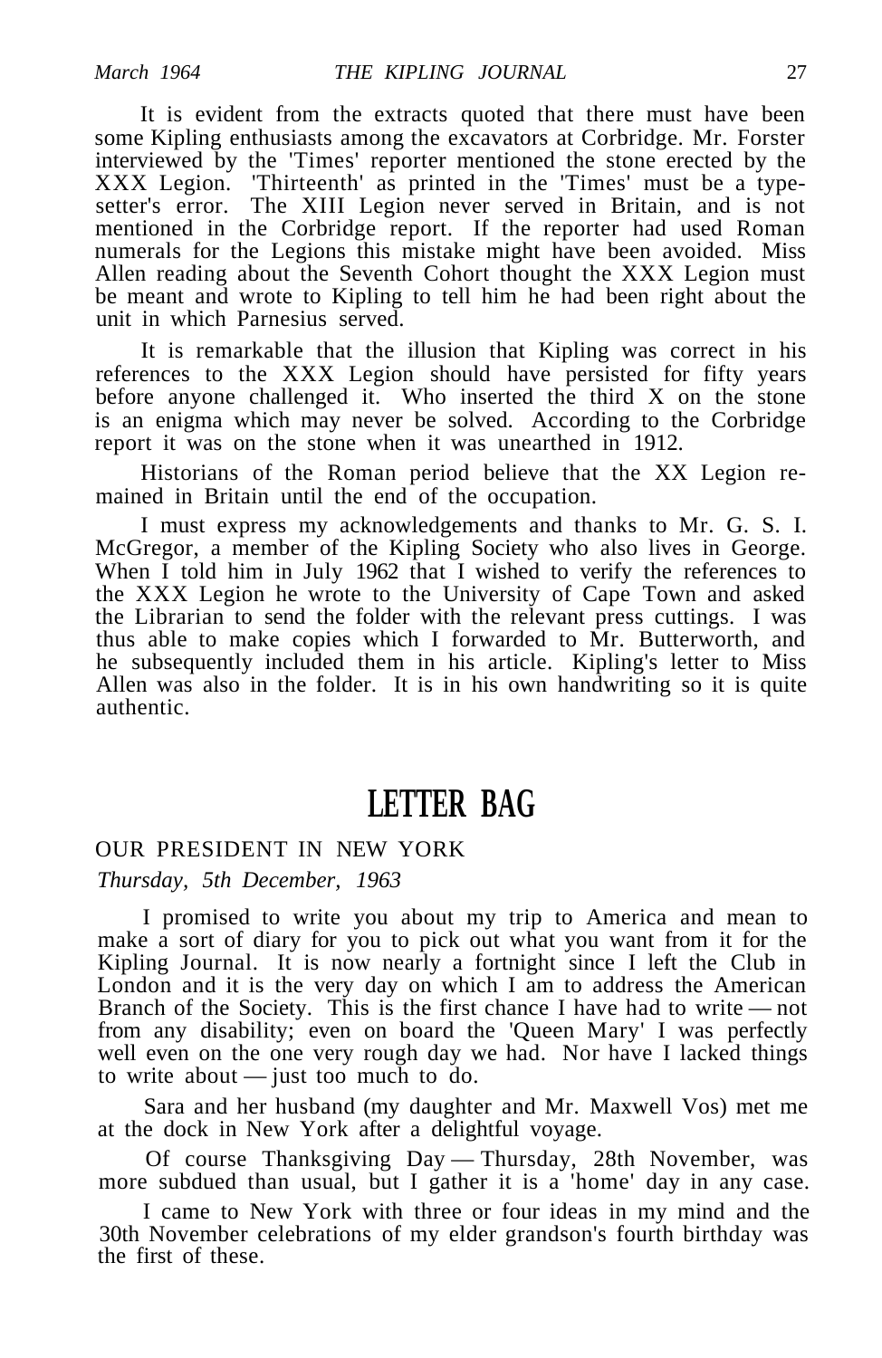It is evident from the extracts quoted that there must have been some Kipling enthusiasts among the excavators at Corbridge. Mr. Forster interviewed by the 'Times' reporter mentioned the stone erected by the XXX Legion. 'Thirteenth' as printed in the 'Times' must be a type-setter's error. The XIII Legion never served in Britain, and is not mentioned in the Corbridge report. If the reporter had used Roman numerals for the Legions this mistake might have been avoided. Miss Allen reading about the Seventh Cohort thought the XXX Legion must be meant and wrote to Kipling to tell him he had been right about the unit in which Parnesius served.

It is remarkable that the illusion that Kipling was correct in his references to the XXX Legion should have persisted for fifty years before anyone challenged it. Who inserted the third X on the stone is an enigma which may never be solved. According to the Corbridge report it was on the stone when it was unearthed in 1912.

Historians of the Roman period believe that the XX Legion remained in Britain until the end of the occupation.

I must express my acknowledgements and thanks to Mr. G. S. I. McGregor, a member of the Kipling Society who also lives in George. When I told him in July 1962 that I wished to verify the references to the XXX Legion he wrote to the University of Cape Town and asked the Librarian to send the folder with the relevant press cuttings. I was thus able to make copies which I forwarded to Mr. Butterworth, and he subsequently included them in his article. Kipling's letter to Miss Allen was also in the folder. It is in his own handwriting so it is quite authentic.

# LETTER BAG

OUR PRESIDENT IN NEW YORK

*Thursday, 5th December, 1963*

I promised to write you about my trip to America and mean to make a sort of diary for you to pick out what you want from it for the Kipling Journal. It is now nearly a fortnight since I left the Club in London and it is the very day on which I am to address the American Branch of the Society. This is the first chance I have had to write — not from any disability; even on board the 'Queen Mary' I was perfectly well even on the one very rough day we had. Nor have I lacked things to write about — just too much to do.

Sara and her husband (my daughter and Mr. Maxwell Vos) met me at the dock in New York after a delightful voyage.

Of course Thanksgiving Day — Thursday, 28th November, was more subdued than usual, but I gather it is a 'home' day in any case.

I came to New York with three or four ideas in my mind and the 30th November celebrations of my elder grandson's fourth birthday was the first of these.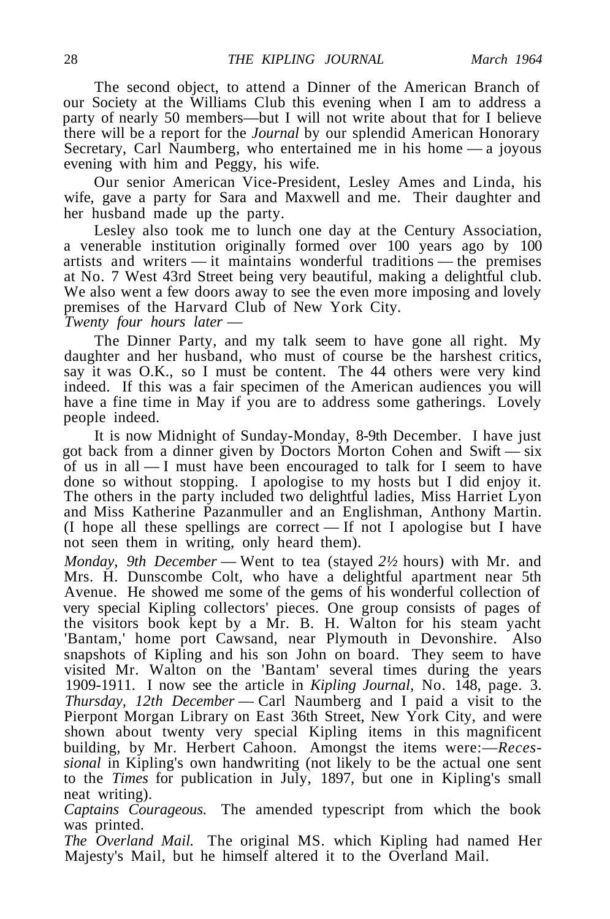The second object, to attend a Dinner of the American Branch of our Society at the Williams Club this evening when I am to address a party of nearly 50 members—but I will not write about that for I believe there will be a report for the *Journal* by our splendid American Honorary Secretary, Carl Naumberg, who entertained me in his home — a joyous evening with him and Peggy, his wife.

Our senior American Vice-President, Lesley Ames and Linda, his wife, gave a party for Sara and Maxwell and me. Their daughter and her husband made up the party.

Lesley also took me to lunch one day at the Century Association, a venerable institution originally formed over 100 years ago by 100 artists and writers — it maintains wonderful traditions — the premises at No. 7 West 43rd Street being very beautiful, making a delightful club. We also went a few doors away to see the even more imposing and lovely premises of the Harvard Club of New York City.

*Twenty four hours later* —

The Dinner Party, and my talk seem to have gone all right. My daughter and her husband, who must of course be the harshest critics, say it was O.K., so I must be content. The 44 others were very kind indeed. If this was a fair specimen of the American audiences you will have a fine time in May if you are to address some gatherings. Lovely people indeed.

It is now Midnight of Sunday-Monday, 8-9th December. I have just got back from a dinner given by Doctors Morton Cohen and Swift — six of us in all — I must have been encouraged to talk for I seem to have done so without stopping. I apologise to my hosts but I did enjoy it. The others in the party included two delightful ladies, Miss Harriet Lyon and Miss Katherine Pazanmuller and an Englishman, Anthony Martin. (I hope all these spellings are correct — If not I apologise but I have not seen them in writing, only heard them).

*Monday, 9th December* — Went to tea (stayed *2½* hours) with Mr. and Mrs. H. Dunscombe Colt, who have a delightful apartment near 5th Avenue. He showed me some of the gems of his wonderful collection of very special Kipling collectors' pieces. One group consists of pages of the visitors book kept by a Mr. B. H. Walton for his steam yacht 'Bantam,' home port Cawsand, near Plymouth in Devonshire. Also snapshots of Kipling and his son John on board. They seem to have visited Mr. Walton on the 'Bantam' several times during the years 1909-1911. I now see the article in *Kipling Journal,* No. 148, page. 3.

*Thursday, 12th December* — Carl Naumberg and I paid a visit to the Pierpont Morgan Library on East 36th Street, New York City, and were shown about twenty very special Kipling items in this magnificent building, by Mr. Herbert Cahoon. Amongst the items were:—*Recessional* in Kipling's own handwriting (not likely to be the actual one sent to the *Times* for publication in July, 1897, but one in Kipling's small neat writing).

*Captains Courageous.* The amended typescript from which the book was printed.

*The Overland Mail.* The original MS. which Kipling had named Her Majesty's Mail, but he himself altered it to the Overland Mail.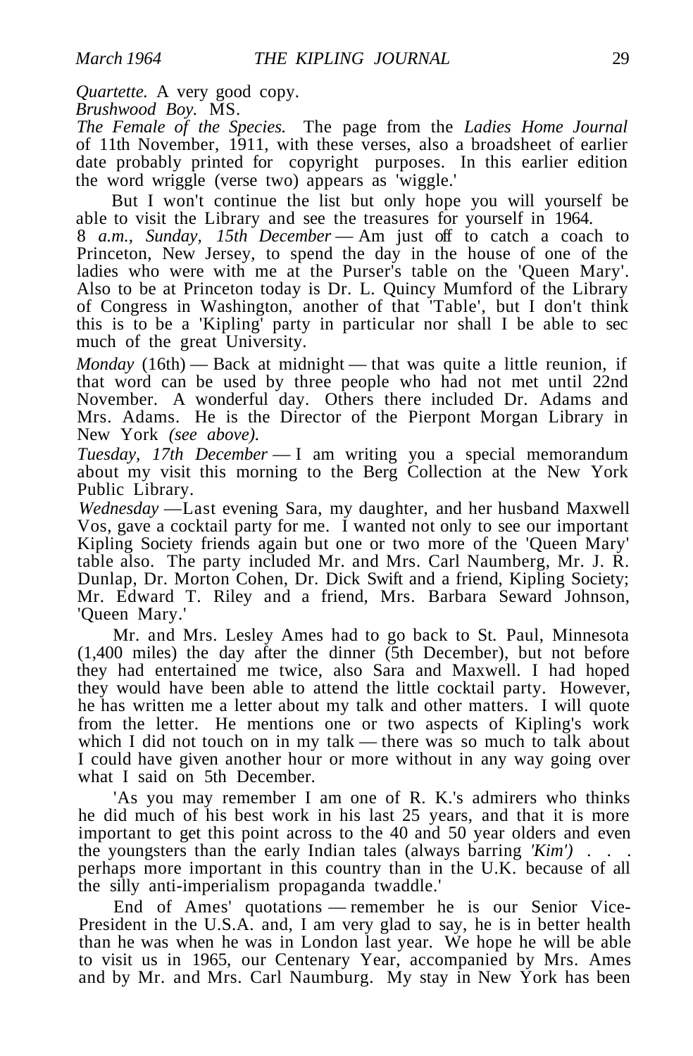*Quartette.* A very good copy.
*Brushwood Boy.* MS.
*The Female of the Species.* The page from the *Ladies Home Journal* of 11th November, 1911, with these verses, also a broadsheet of earlier date probably printed for copyright purposes. In this earlier edition the word wriggle (verse two) appears as 'wiggle.'

But I won't continue the list but only hope you will yourself be able to visit the Library and see the treasures for yourself in 1964.

8 *a.m., Sunday, 15th December* — Am just off to catch a coach to Princeton, New Jersey, to spend the day in the house of one of the ladies who were with me at the Purser's table on the 'Queen Mary'. Also to be at Princeton today is Dr. L. Quincy Mumford of the Library of Congress in Washington, another of that 'Table', but I don't think this is to be a 'Kipling' party in particular nor shall I be able to sec much of the great University.

*Monday* (16th) — Back at midnight — that was quite a little reunion, if that word can be used by three people who had not met until 22nd November. A wonderful day. Others there included Dr. Adams and Mrs. Adams. He is the Director of the Pierpont Morgan Library in New York *(see above).*

*Tuesday, 17th December* — I am writing you a special memorandum about my visit this morning to the Berg Collection at the New York Public Library.

*Wednesday* —Last evening Sara, my daughter, and her husband Maxwell Vos, gave a cocktail party for me. I wanted not only to see our important Kipling Society friends again but one or two more of the 'Queen Mary' table also. The party included Mr. and Mrs. Carl Naumberg, Mr. J. R. Dunlap, Dr. Morton Cohen, Dr. Dick Swift and a friend, Kipling Society; Mr. Edward T. Riley and a friend, Mrs. Barbara Seward Johnson, 'Queen Mary.'

Mr. and Mrs. Lesley Ames had to go back to St. Paul, Minnesota (1,400 miles) the day after the dinner (5th December), but not before they had entertained me twice, also Sara and Maxwell. I had hoped they would have been able to attend the little cocktail party. However, he has written me a letter about my talk and other matters. I will quote from the letter. He mentions one or two aspects of Kipling's work which I did not touch on in my talk — there was so much to talk about I could have given another hour or more without in any way going over what I said on 5th December.

'As you may remember I am one of R. K.'s admirers who thinks he did much of his best work in his last 25 years, and that it is more important to get this point across to the 40 and 50 year olders and even the youngsters than the early Indian tales (always barring *'Kim')* . . . perhaps more important in this country than in the U.K. because of all the silly anti-imperialism propaganda twaddle.'

End of Ames' quotations — remember he is our Senior Vice-President in the U.S.A. and, I am very glad to say, he is in better health than he was when he was in London last year. We hope he will be able to visit us in 1965, our Centenary Year, accompanied by Mrs. Ames and by Mr. and Mrs. Carl Naumburg. My stay in New York has been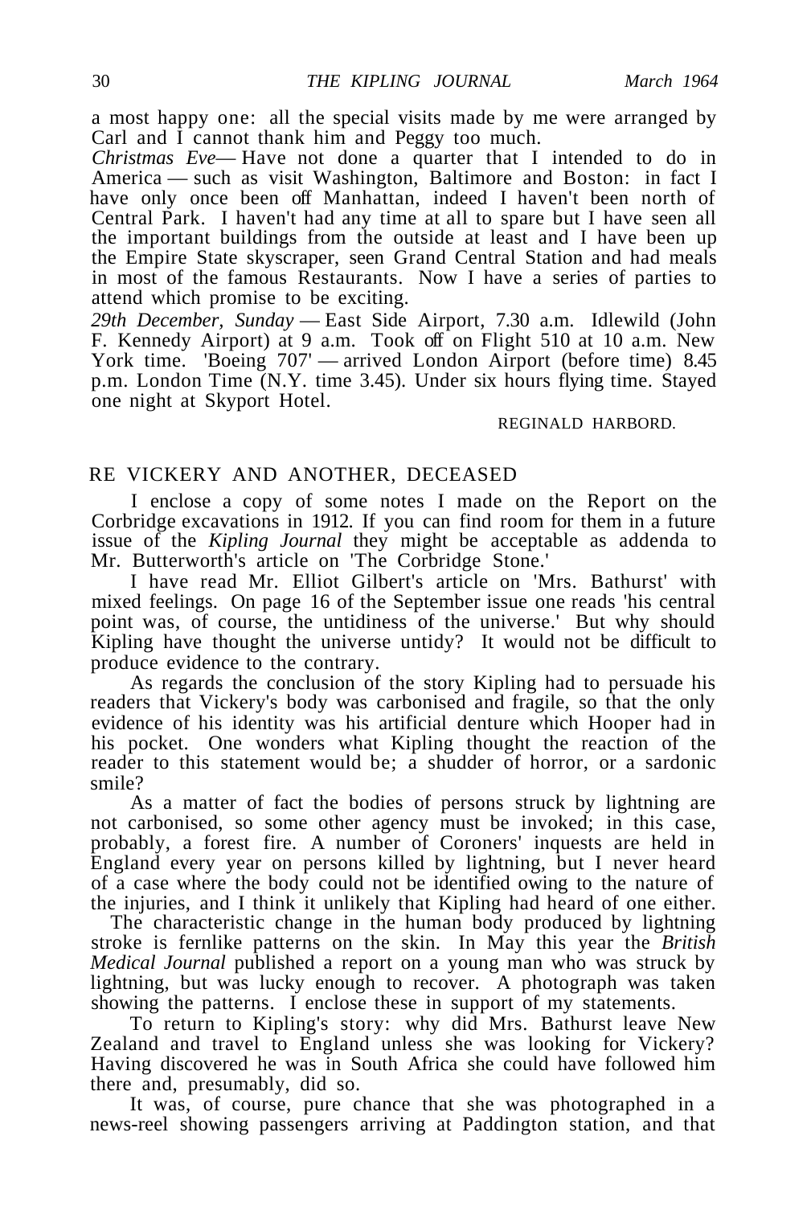a most happy one: all the special visits made by me were arranged by Carl and I cannot thank him and Peggy too much.

*Christmas Eve*— Have not done a quarter that I intended to do in America — such as visit Washington, Baltimore and Boston: in fact I have only once been off Manhattan, indeed I haven't been north of Central Park. I haven't had any time at all to spare but I have seen all the important buildings from the outside at least and I have been up the Empire State skyscraper, seen Grand Central Station and had meals in most of the famous Restaurants. Now I have a series of parties to attend which promise to be exciting.

*29th December, Sunday* — East Side Airport, 7.30 a.m. Idlewild (John F. Kennedy Airport) at 9 a.m. Took off on Flight 510 at 10 a.m. New York time. 'Boeing 707' — arrived London Airport (before time) 8.45 p.m. London Time (N.Y. time 3.45). Under six hours flying time. Stayed one night at Skyport Hotel.

REGINALD HARBORD.

## RE VICKERY AND ANOTHER, DECEASED

I enclose a copy of some notes I made on the Report on the Corbridge excavations in 1912. If you can find room for them in a future issue of the *Kipling Journal* they might be acceptable as addenda to Mr. Butterworth's article on 'The Corbridge Stone.'

I have read Mr. Elliot Gilbert's article on 'Mrs. Bathurst' with mixed feelings. On page 16 of the September issue one reads 'his central point was, of course, the untidiness of the universe.' But why should Kipling have thought the universe untidy? It would not be difficult to produce evidence to the contrary.

As regards the conclusion of the story Kipling had to persuade his readers that Vickery's body was carbonised and fragile, so that the only evidence of his identity was his artificial denture which Hooper had in his pocket. One wonders what Kipling thought the reaction of the reader to this statement would be; a shudder of horror, or a sardonic smile?

As a matter of fact the bodies of persons struck by lightning are not carbonised, so some other agency must be invoked; in this case, probably, a forest fire. A number of Coroners' inquests are held in England every year on persons killed by lightning, but I never heard of a case where the body could not be identified owing to the nature of the injuries, and I think it unlikely that Kipling had heard of one either.

The characteristic change in the human body produced by lightning stroke is fernlike patterns on the skin. In May this year the *British Medical Journal* published a report on a young man who was struck by lightning, but was lucky enough to recover. A photograph was taken showing the patterns. I enclose these in support of my statements.

To return to Kipling's story: why did Mrs. Bathurst leave New Zealand and travel to England unless she was looking for Vickery? Having discovered he was in South Africa she could have followed him there and, presumably, did so.

It was, of course, pure chance that she was photographed in a news-reel showing passengers arriving at Paddington station, and that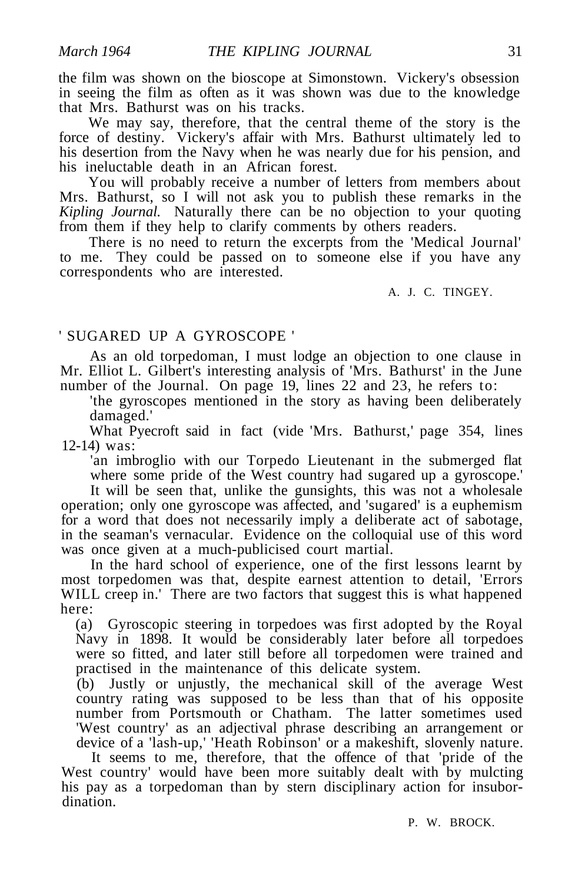the film was shown on the bioscope at Simonstown. Vickery's obsession in seeing the film as often as it was shown was due to the knowledge that Mrs. Bathurst was on his tracks.

We may say, therefore, that the central theme of the story is the force of destiny. Vickery's affair with Mrs. Bathurst ultimately led to his desertion from the Navy when he was nearly due for his pension, and his ineluctable death in an African forest.

You will probably receive a number of letters from members about Mrs. Bathurst, so I will not ask you to publish these remarks in the *Kipling Journal.* Naturally there can be no objection to your quoting from them if they help to clarify comments by others readers.

There is no need to return the excerpts from the 'Medical Journal' to me. They could be passed on to someone else if you have any correspondents who are interested.

A. J. C. TINGEY.

## ' SUGARED UP A GYROSCOPE '

As an old torpedoman, I must lodge an objection to one clause in Mr. Elliot L. Gilbert's interesting analysis of 'Mrs. Bathurst' in the June number of the Journal. On page 19, lines 22 and 23, he refers to:

> 'the gyroscopes mentioned in the story as having been deliberately damaged.'

What Pyecroft said in fact (vide 'Mrs. Bathurst,' page 354, lines 12-14) was:

> 'an imbroglio with our Torpedo Lieutenant in the submerged flat where some pride of the West country had sugared up a gyroscope.'

It will be seen that, unlike the gunsights, this was not a wholesale operation; only one gyroscope was affected, and 'sugared' is a euphemism for a word that does not necessarily imply a deliberate act of sabotage, in the seaman's vernacular. Evidence on the colloquial use of this word was once given at a much-publicised court martial.

In the hard school of experience, one of the first lessons learnt by most torpedomen was that, despite earnest attention to detail, 'Errors WILL creep in.' There are two factors that suggest this is what happened here:

(a) Gyroscopic steering in torpedoes was first adopted by the Royal Navy in 1898. It would be considerably later before all torpedoes were so fitted, and later still before all torpedomen were trained and practised in the maintenance of this delicate system.

(b) Justly or unjustly, the mechanical skill of the average West country rating was supposed to be less than that of his opposite number from Portsmouth or Chatham. The latter sometimes used 'West country' as an adjectival phrase describing an arrangement or device of a 'lash-up,' 'Heath Robinson' or a makeshift, slovenly nature.

It seems to me, therefore, that the offence of that 'pride of the West country' would have been more suitably dealt with by mulcting his pay as a torpedoman than by stern disciplinary action for insubordination.

P. W. BROCK.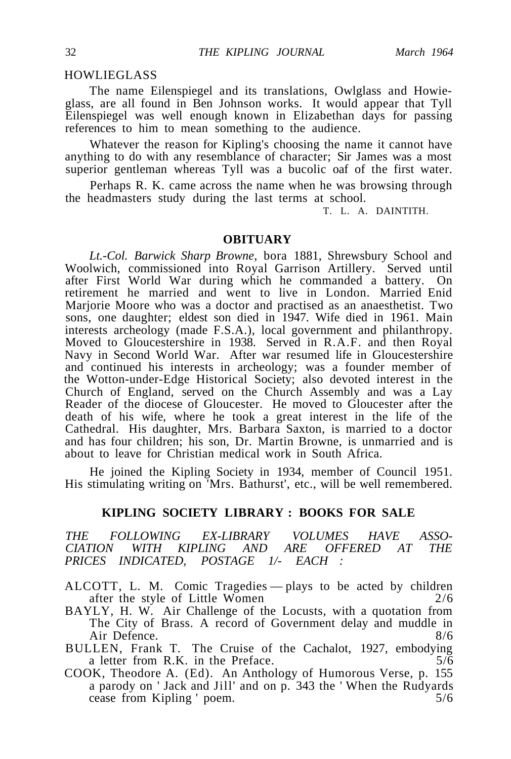## HOWLIEGLASS

The name Eilenspiegel and its translations, Owlglass and Howieglass, are all found in Ben Johnson works. It would appear that Tyll Eilenspiegel was well enough known in Elizabethan days for passing references to him to mean something to the audience.

Whatever the reason for Kipling's choosing the name it cannot have anything to do with any resemblance of character; Sir James was a most superior gentleman whereas Tyll was a bucolic oaf of the first water.

Perhaps R. K. came across the name when he was browsing through the headmasters study during the last terms at school.

T. L. A. DAINTITH.

## OBITUARY

*Lt.-Col. Barwick Sharp Browne,* bora 1881, Shrewsbury School and Woolwich, commissioned into Royal Garrison Artillery. Served until after First World War during which he commanded a battery. On retirement he married and went to live in London. Married Enid Marjorie Moore who was a doctor and practised as an anaesthetist. Two sons, one daughter; eldest son died in 1947. Wife died in 1961. Main interests archeology (made F.S.A.), local government and philanthropy. Moved to Gloucestershire in 1938. Served in R.A.F. and then Royal Navy in Second World War. After war resumed life in Gloucestershire and continued his interests in archeology; was a founder member of the Wotton-under-Edge Historical Society; also devoted interest in the Church of England, served on the Church Assembly and was a Lay Reader of the diocese of Gloucester. He moved to Gloucester after the death of his wife, where he took a great interest in the life of the Cathedral. His daughter, Mrs. Barbara Saxton, is married to a doctor and has four children; his son, Dr. Martin Browne, is unmarried and is about to leave for Christian medical work in South Africa.

He joined the Kipling Society in 1934, member of Council 1951. His stimulating writing on 'Mrs. Bathurst', etc., will be well remembered.

## KIPLING SOCIETY LIBRARY : BOOKS FOR SALE

*THE FOLLOWING EX-LIBRARY VOLUMES HAVE ASSOCIATION WITH KIPLING AND ARE OFFERED AT THE PRICES INDICATED, POSTAGE 1/- EACH :*

ALCOTT, L. M. Comic Tragedies — plays to be acted by children after the style of Little Women 2/6

BAYLY, H. W. Air Challenge of the Locusts, with a quotation from The City of Brass. A record of Government delay and muddle in Air Defence. 8/6

BULLEN, Frank T. The Cruise of the Cachalot, 1927, embodying a letter from R.K. in the Preface. 5/6

COOK, Theodore A. (Ed). An Anthology of Humorous Verse, p. 155 a parody on ' Jack and Jill' and on p. 343 the ' When the Rudyards cease from Kipling ' poem. 5/6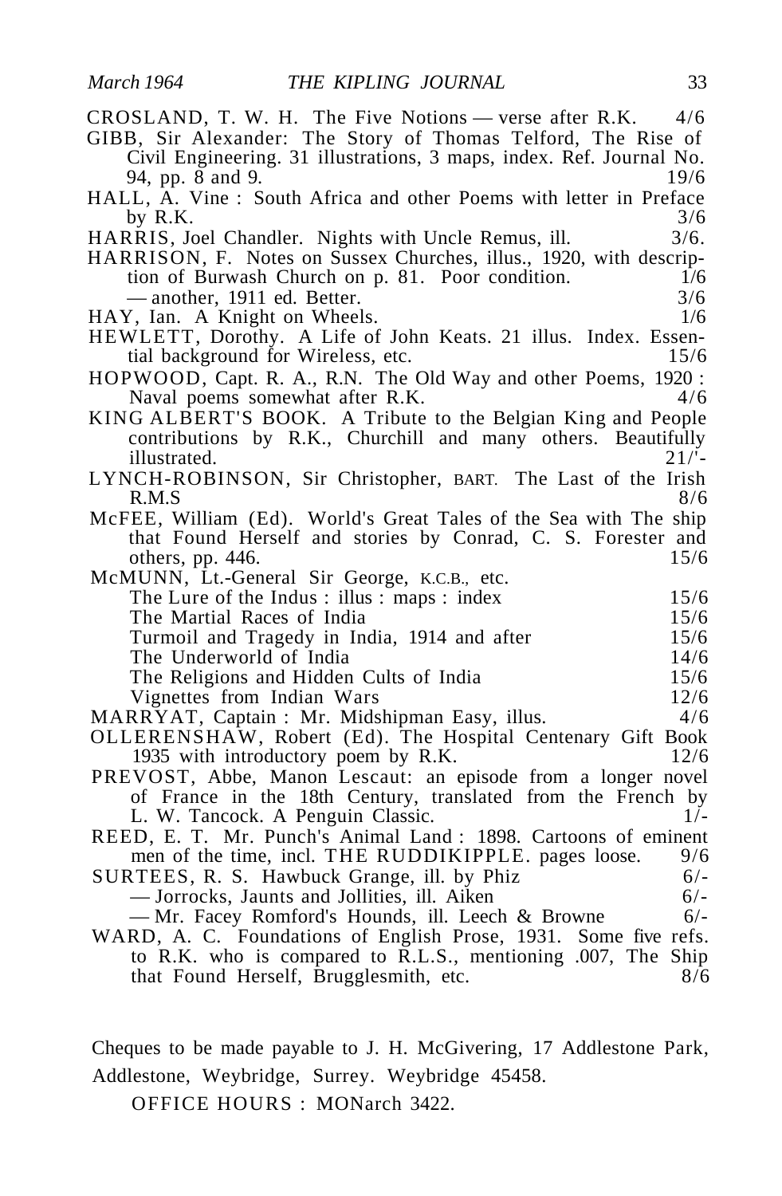CROSLAND, T. W. H. The Five Notions — verse after R.K. 4/6

GIBB, Sir Alexander: The Story of Thomas Telford, The Rise of Civil Engineering. 31 illustrations, 3 maps, index. Ref. Journal No. 94, pp. 8 and 9. 19/6

HALL, A. Vine : South Africa and other Poems with letter in Preface by R.K. 3/6

HARRIS, Joel Chandler. Nights with Uncle Remus, ill. 3/6.

HARRISON, F. Notes on Sussex Churches, illus., 1920, with description of Burwash Church on p. 81. Poor condition. 1/6
— another, 1911 ed. Better. 3/6

HAY, Ian. A Knight on Wheels. 1/6

HEWLETT, Dorothy. A Life of John Keats. 21 illus. Index. Essential background for Wireless, etc. 15/6

HOPWOOD, Capt. R. A., R.N. The Old Way and other Poems, 1920 : Naval poems somewhat after R.K. 4/6

KING ALBERT'S BOOK. A Tribute to the Belgian King and People contributions by R.K., Churchill and many others. Beautifully illustrated. 21/'-

LYNCH-ROBINSON, Sir Christopher, BART. The Last of the Irish R.M.S 8/6

McFEE, William (Ed). World's Great Tales of the Sea with The ship that Found Herself and stories by Conrad, C. S. Forester and others, pp. 446. 15/6

McMUNN, Lt.-General Sir George, K.C.B., etc.
- The Lure of the Indus : illus : maps : index 15/6
- The Martial Races of India 15/6
- Turmoil and Tragedy in India, 1914 and after 15/6
- The Underworld of India 14/6
- The Religions and Hidden Cults of India 15/6
- Vignettes from Indian Wars 12/6

MARRYAT, Captain : Mr. Midshipman Easy, illus. 4/6

OLLERENSHAW, Robert (Ed). The Hospital Centenary Gift Book 1935 with introductory poem by R.K. 12/6

PREVOST, Abbe, Manon Lescaut: an episode from a longer novel of France in the 18th Century, translated from the French by L. W. Tancock. A Penguin Classic. 1/-

REED, E. T. Mr. Punch's Animal Land : 1898. Cartoons of eminent men of the time, incl. THE RUDDIKIPPLE. pages loose. 9/6

SURTEES, R. S. Hawbuck Grange, ill. by Phiz 6/-
— Jorrocks, Jaunts and Jollities, ill. Aiken 6/-
— Mr. Facey Romford's Hounds, ill. Leech & Browne 6/-

WARD, A. C. Foundations of English Prose, 1931. Some five refs. to R.K. who is compared to R.L.S., mentioning .007, The Ship that Found Herself, Brugglesmith, etc. 8/6

Cheques to be made payable to J. H. McGivering, 17 Addlestone Park, Addlestone, Weybridge, Surrey. Weybridge 45458.

OFFICE HOURS : MONarch 3422.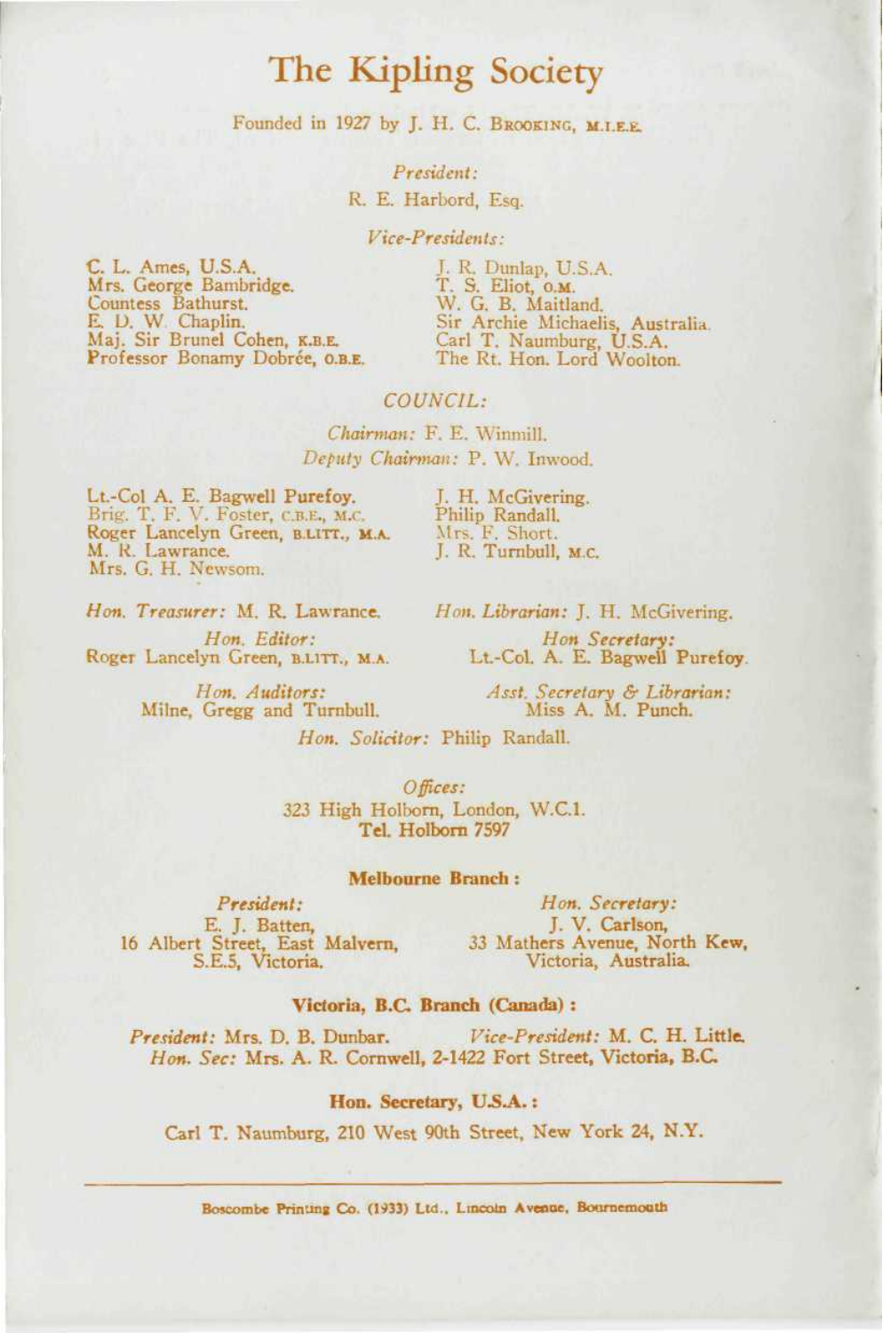# The Kipling Society

Founded in 1927 by J. H. C. Brooking, M.I.E.E.

*President:*

R. E. Harbord, Esq.

*Vice-Presidents:*

C. L. Ames, U.S.A.
Mrs. George Bambridge.
Countess Bathurst.
E. D. W. Chaplin.
Maj. Sir Brunel Cohen, K.B.E.
Professor Bonamy Dobrée, O.B.E.
J. R. Dunlap, U.S.A.
T. S. Eliot, O.M.
W. G. B. Maitland.
Sir Archie Michaelis, Australia.
Carl T. Naumburg, U.S.A.
The Rt. Hon. Lord Woolton.

*COUNCIL:*

*Chairman:* F. E. Winmill.
*Deputy Chairman:* P. W. Inwood.

Lt.-Col A. E. Bagwell Purefoy.
Brig. T. F. V. Foster, C.B.E., M.C.
Roger Lancelyn Green, B.LITT., M.A.
M. R. Lawrance.
Mrs. G. H. Newsom.
J. H. McGivering.
Philip Randall.
Mrs. F. Short.
J. R. Turnbull, M.C.

*Hon. Treasurer:* M. R. Lawrance.

*Hon. Librarian:* J. H. McGivering.

*Hon. Editor:*
Roger Lancelyn Green, B.LITT., M.A.

*Hon Secretary:*
Lt.-Col. A. E. Bagwell Purefoy.

*Hon. Auditors:*
Milne, Gregg and Turnbull.

*Asst. Secretary & Librarian:*
Miss A. M. Punch.

*Hon. Solicitor:* Philip Randall.

*Offices:*
323 High Holborn, London, W.C.1.
**Tel. Holborn 7597**

**Melbourne Branch:**

*President:*
E. J. Batten,
16 Albert Street, East Malvern,
S.E.5, Victoria.

*Hon. Secretary:*
J. V. Carlson,
33 Mathers Avenue, North Kew,
Victoria, Australia.

**Victoria, B.C. Branch (Canada):**

*President:* Mrs. D. B. Dunbar. *Vice-President:* M. C. H. Little.
*Hon. Sec:* Mrs. A. R. Cornwell, 2-1422 Fort Street, Victoria, B.C.

**Hon. Secretary, U.S.A.:**

Carl T. Naumburg, 210 West 90th Street, New York 24, N.Y.

---

Boscombe Printing Co. (1933) Ltd., Lincoln Avenue, Bournemouth